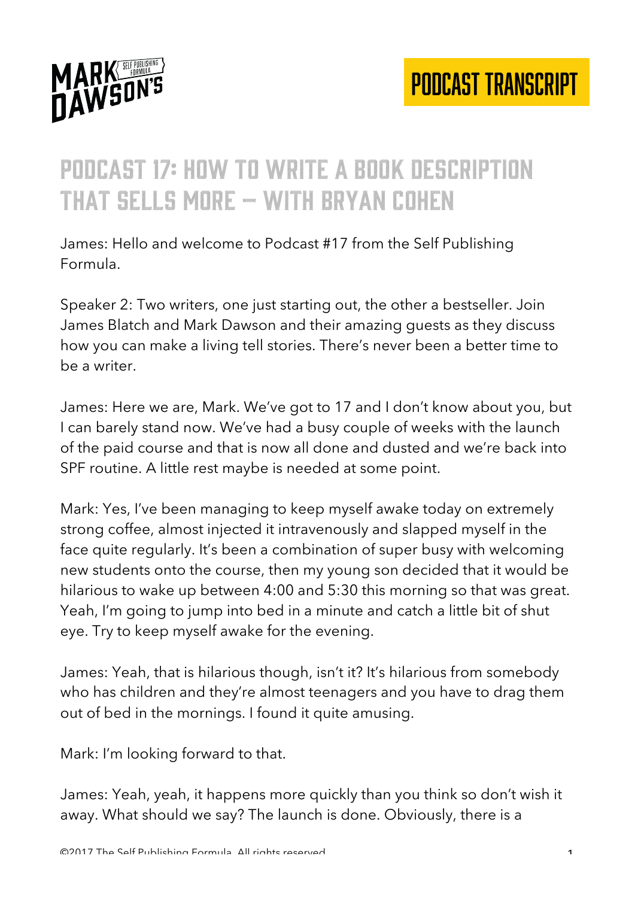# Podcast 17: How to Write a Book Description That Sells More – With Bryan Cohen

James: Hello and welcome to Podcast #17 from the Self Publishing Formula.

Speaker 2: Two writers, one just starting out, the other a bestseller. Join James Blatch and Mark Dawson and their amazing guests as they discuss how you can make a living tell stories. There's never been a better time to be a writer.

James: Here we are, Mark. We've got to 17 and I don't know about you, but I can barely stand now. We've had a busy couple of weeks with the launch of the paid course and that is now all done and dusted and we're back into SPF routine. A little rest maybe is needed at some point.

Mark: Yes, I've been managing to keep myself awake today on extremely strong coffee, almost injected it intravenously and slapped myself in the face quite regularly. It's been a combination of super busy with welcoming new students onto the course, then my young son decided that it would be hilarious to wake up between 4:00 and 5:30 this morning so that was great. Yeah, I'm going to jump into bed in a minute and catch a little bit of shut eye. Try to keep myself awake for the evening.

James: Yeah, that is hilarious though, isn't it? It's hilarious from somebody who has children and they're almost teenagers and you have to drag them out of bed in the mornings. I found it quite amusing.

Mark: I'm looking forward to that.

James: Yeah, yeah, it happens more quickly than you think so don't wish it away. What should we say? The launch is done. Obviously, there is a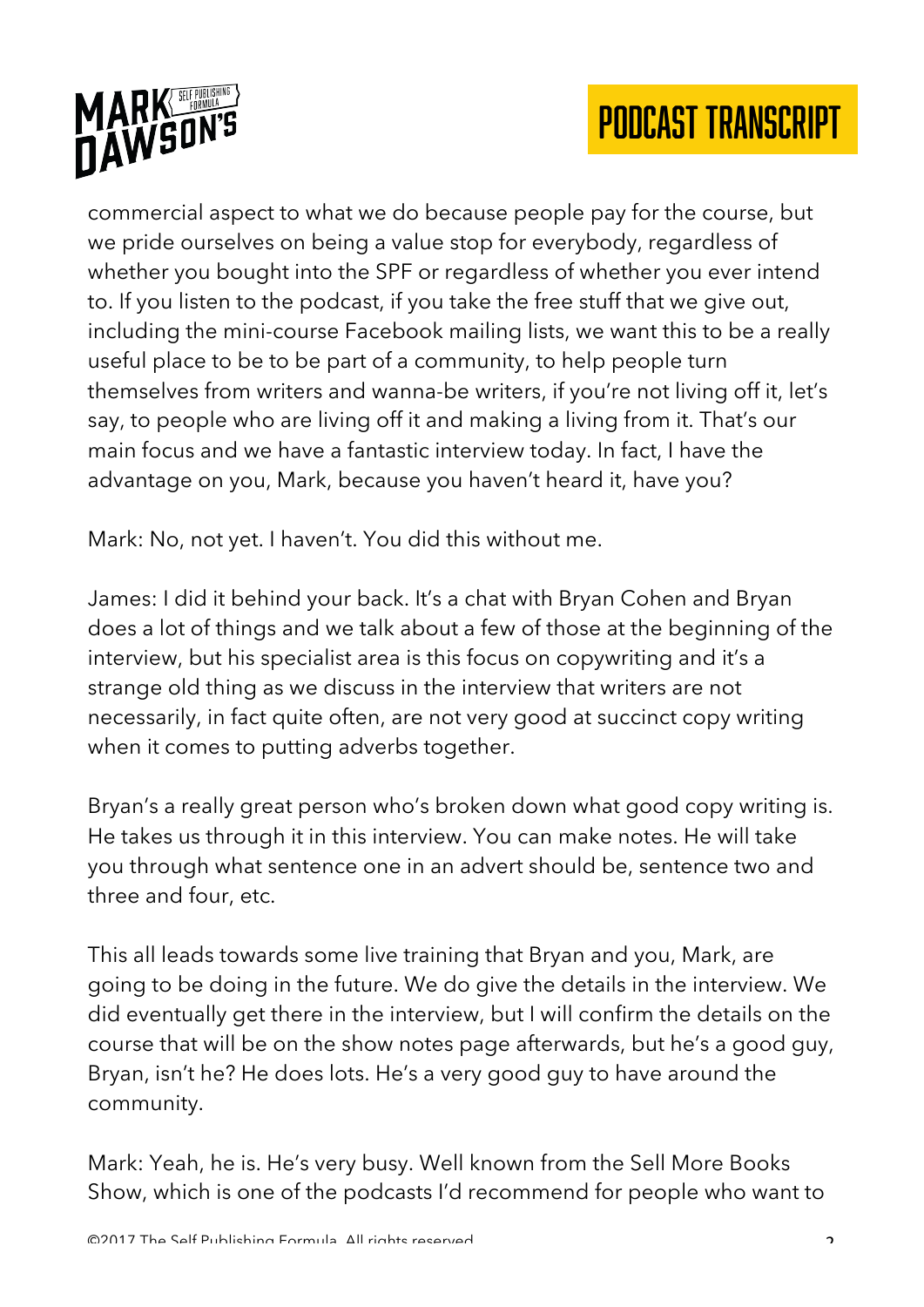commercial aspect to what we do because people pay for the course, but we pride ourselves on being a value stop for everybody, regardless of whether you bought into the SPF or regardless of whether you ever intend to. If you listen to the podcast, if you take the free stuff that we give out, including the mini-course Facebook mailing lists, we want this to be a really useful place to be to be part of a community, to help people turn themselves from writers and wanna-be writers, if you're not living off it, let's say, to people who are living off it and making a living from it. That's our main focus and we have a fantastic interview today. In fact, I have the advantage on you, Mark, because you haven't heard it, have you?

Mark: No, not yet. I haven't. You did this without me.

James: I did it behind your back. It's a chat with Bryan Cohen and Bryan does a lot of things and we talk about a few of those at the beginning of the interview, but his specialist area is this focus on copywriting and it's a strange old thing as we discuss in the interview that writers are not necessarily, in fact quite often, are not very good at succinct copy writing when it comes to putting adverbs together.

Bryan's a really great person who's broken down what good copy writing is. He takes us through it in this interview. You can make notes. He will take you through what sentence one in an advert should be, sentence two and three and four, etc.

This all leads towards some live training that Bryan and you, Mark, are going to be doing in the future. We do give the details in the interview. We did eventually get there in the interview, but I will confirm the details on the course that will be on the show notes page afterwards, but he's a good guy, Bryan, isn't he? He does lots. He's a very good guy to have around the community.

Mark: Yeah, he is. He's very busy. Well known from the Sell More Books Show, which is one of the podcasts I'd recommend for people who want to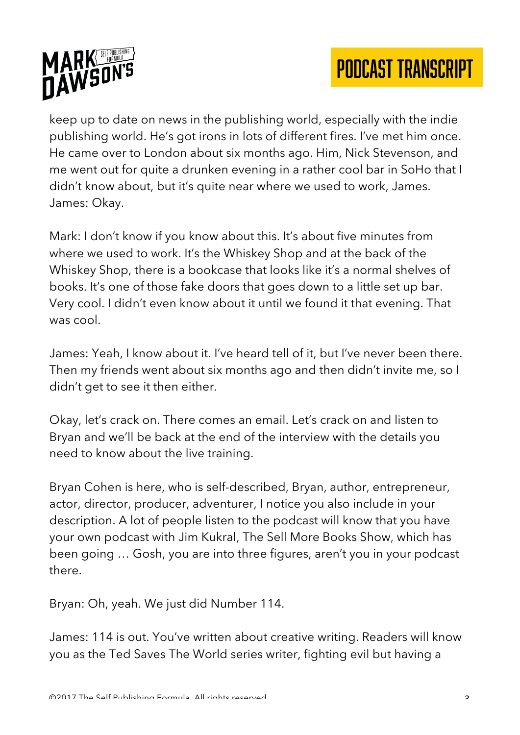keep up to date on news in the publishing world, especially with the indie publishing world. He's got irons in lots of different fires. I've met him once. He came over to London about six months ago. Him, Nick Stevenson, and me went out for quite a drunken evening in a rather cool bar in SoHo that I didn't know about, but it's quite near where we used to work, James.
James: Okay.

Mark: I don't know if you know about this. It's about five minutes from where we used to work. It's the Whiskey Shop and at the back of the Whiskey Shop, there is a bookcase that looks like it's a normal shelves of books. It's one of those fake doors that goes down to a little set up bar. Very cool. I didn't even know about it until we found it that evening. That was cool.

James: Yeah, I know about it. I've heard tell of it, but I've never been there. Then my friends went about six months ago and then didn't invite me, so I didn't get to see it then either.

Okay, let's crack on. There comes an email. Let's crack on and listen to Bryan and we'll be back at the end of the interview with the details you need to know about the live training.

Bryan Cohen is here, who is self-described, Bryan, author, entrepreneur, actor, director, producer, adventurer, I notice you also include in your description. A lot of people listen to the podcast will know that you have your own podcast with Jim Kukral, The Sell More Books Show, which has been going … Gosh, you are into three figures, aren't you in your podcast there.

Bryan: Oh, yeah. We just did Number 114.

James: 114 is out. You've written about creative writing. Readers will know you as the Ted Saves The World series writer, fighting evil but having a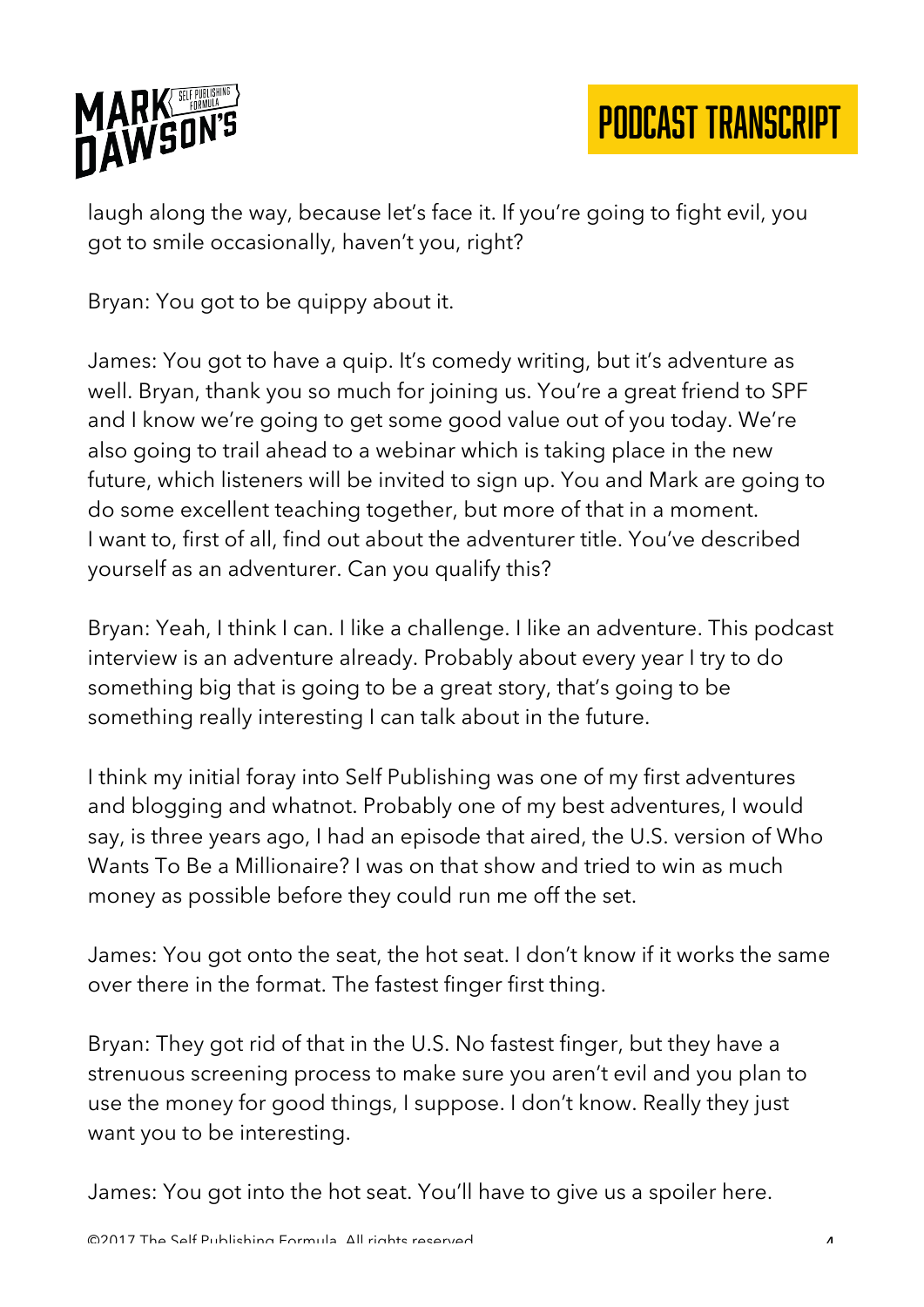laugh along the way, because let's face it. If you're going to fight evil, you got to smile occasionally, haven't you, right?

Bryan: You got to be quippy about it.

James: You got to have a quip. It's comedy writing, but it's adventure as well. Bryan, thank you so much for joining us. You're a great friend to SPF and I know we're going to get some good value out of you today. We're also going to trail ahead to a webinar which is taking place in the new future, which listeners will be invited to sign up. You and Mark are going to do some excellent teaching together, but more of that in a moment. I want to, first of all, find out about the adventurer title. You've described yourself as an adventurer. Can you qualify this?

Bryan: Yeah, I think I can. I like a challenge. I like an adventure. This podcast interview is an adventure already. Probably about every year I try to do something big that is going to be a great story, that's going to be something really interesting I can talk about in the future.

I think my initial foray into Self Publishing was one of my first adventures and blogging and whatnot. Probably one of my best adventures, I would say, is three years ago, I had an episode that aired, the U.S. version of Who Wants To Be a Millionaire? I was on that show and tried to win as much money as possible before they could run me off the set.

James: You got onto the seat, the hot seat. I don't know if it works the same over there in the format. The fastest finger first thing.

Bryan: They got rid of that in the U.S. No fastest finger, but they have a strenuous screening process to make sure you aren't evil and you plan to use the money for good things, I suppose. I don't know. Really they just want you to be interesting.

James: You got into the hot seat. You'll have to give us a spoiler here.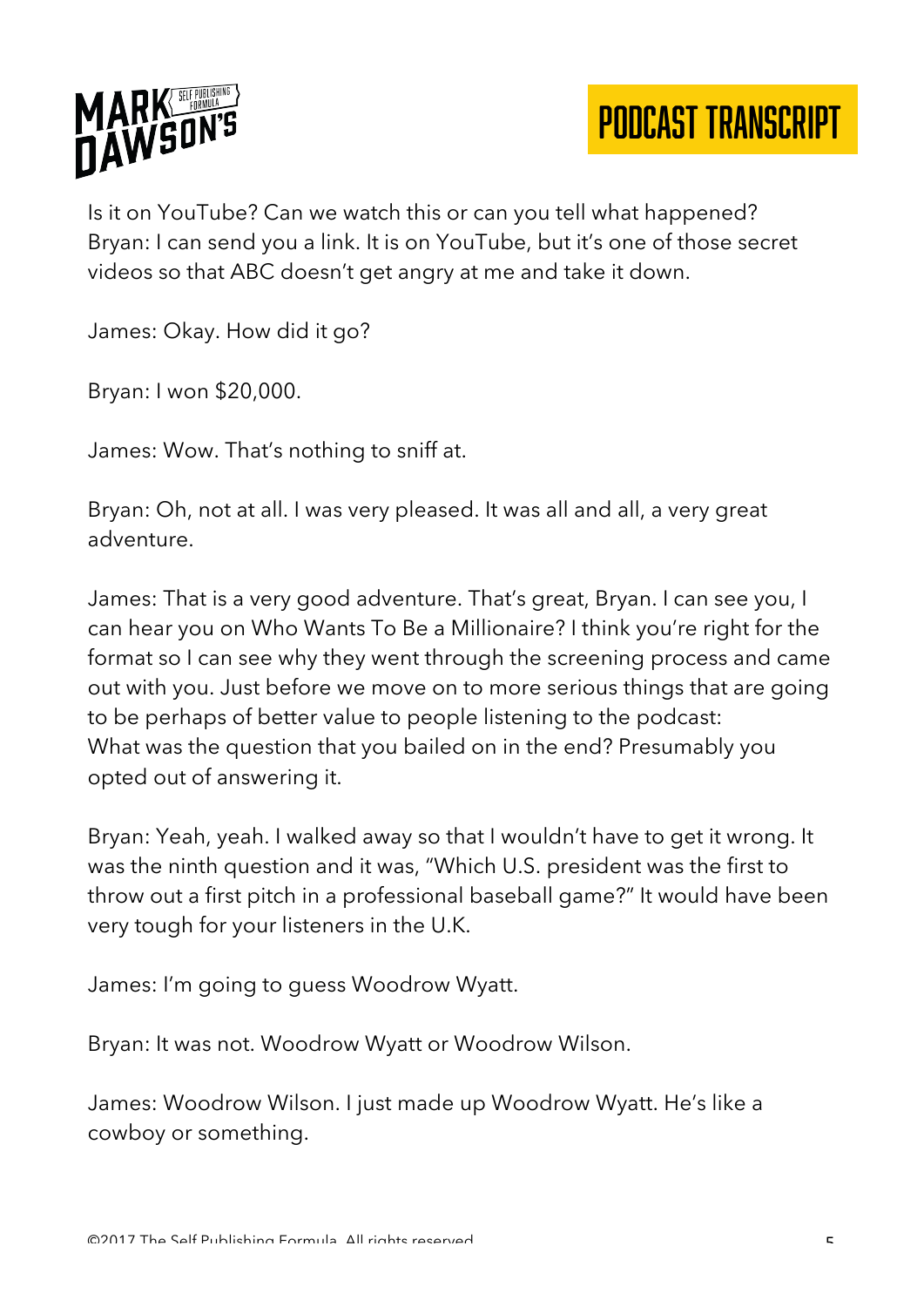Is it on YouTube? Can we watch this or can you tell what happened?
Bryan: I can send you a link. It is on YouTube, but it's one of those secret videos so that ABC doesn't get angry at me and take it down.

James: Okay. How did it go?

Bryan: I won $20,000.

James: Wow. That's nothing to sniff at.

Bryan: Oh, not at all. I was very pleased. It was all and all, a very great adventure.

James: That is a very good adventure. That's great, Bryan. I can see you, I can hear you on Who Wants To Be a Millionaire? I think you're right for the format so I can see why they went through the screening process and came out with you. Just before we move on to more serious things that are going to be perhaps of better value to people listening to the podcast:
What was the question that you bailed on in the end? Presumably you opted out of answering it.

Bryan: Yeah, yeah. I walked away so that I wouldn't have to get it wrong. It was the ninth question and it was, "Which U.S. president was the first to throw out a first pitch in a professional baseball game?" It would have been very tough for your listeners in the U.K.

James: I'm going to guess Woodrow Wyatt.

Bryan: It was not. Woodrow Wyatt or Woodrow Wilson.

James: Woodrow Wilson. I just made up Woodrow Wyatt. He's like a cowboy or something.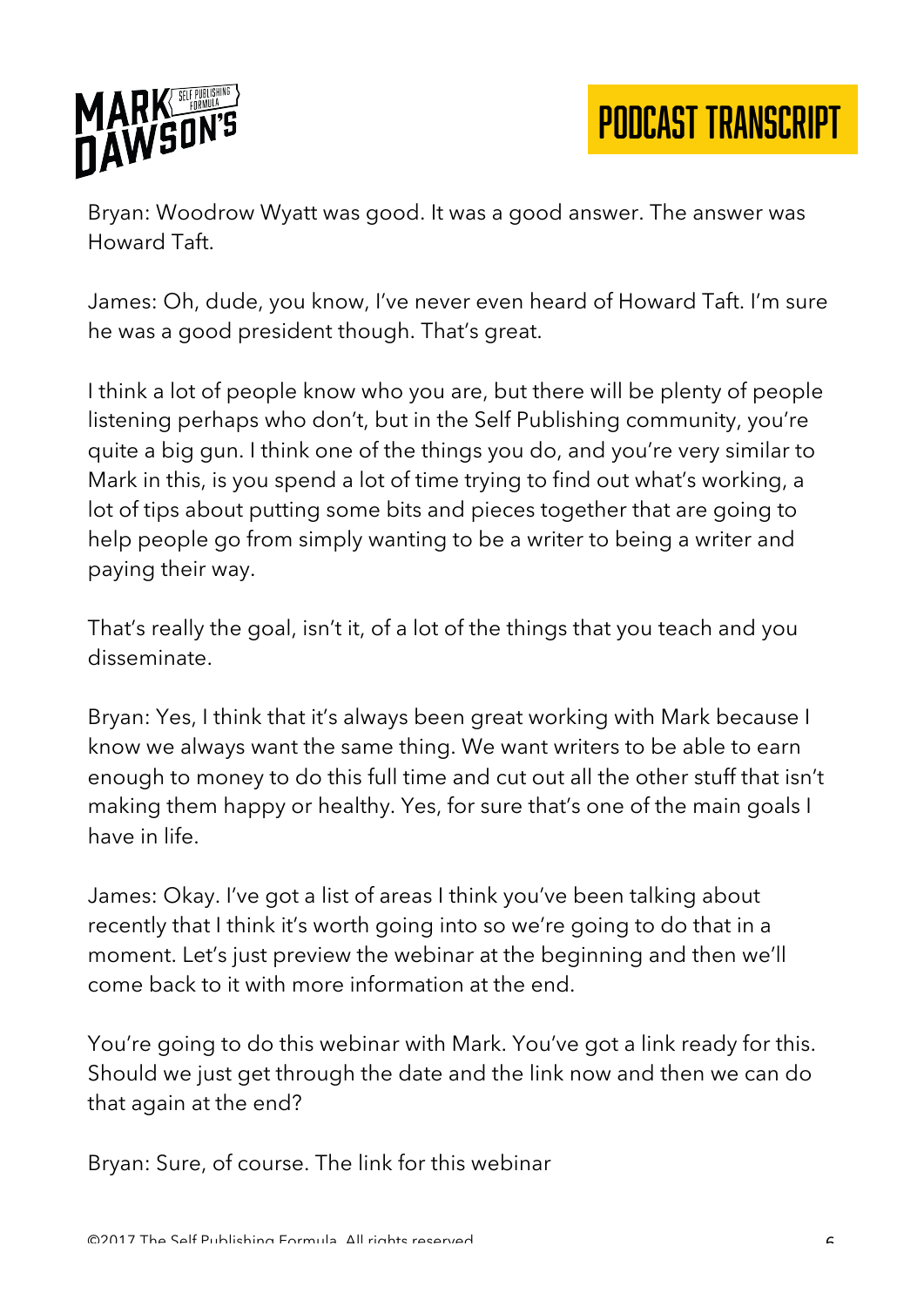Bryan: Woodrow Wyatt was good. It was a good answer. The answer was Howard Taft.

James: Oh, dude, you know, I've never even heard of Howard Taft. I'm sure he was a good president though. That's great.

I think a lot of people know who you are, but there will be plenty of people listening perhaps who don't, but in the Self Publishing community, you're quite a big gun. I think one of the things you do, and you're very similar to Mark in this, is you spend a lot of time trying to find out what's working, a lot of tips about putting some bits and pieces together that are going to help people go from simply wanting to be a writer to being a writer and paying their way.

That's really the goal, isn't it, of a lot of the things that you teach and you disseminate.

Bryan: Yes, I think that it's always been great working with Mark because I know we always want the same thing. We want writers to be able to earn enough to money to do this full time and cut out all the other stuff that isn't making them happy or healthy. Yes, for sure that's one of the main goals I have in life.

James: Okay. I've got a list of areas I think you've been talking about recently that I think it's worth going into so we're going to do that in a moment. Let's just preview the webinar at the beginning and then we'll come back to it with more information at the end.

You're going to do this webinar with Mark. You've got a link ready for this. Should we just get through the date and the link now and then we can do that again at the end?

Bryan: Sure, of course. The link for this webinar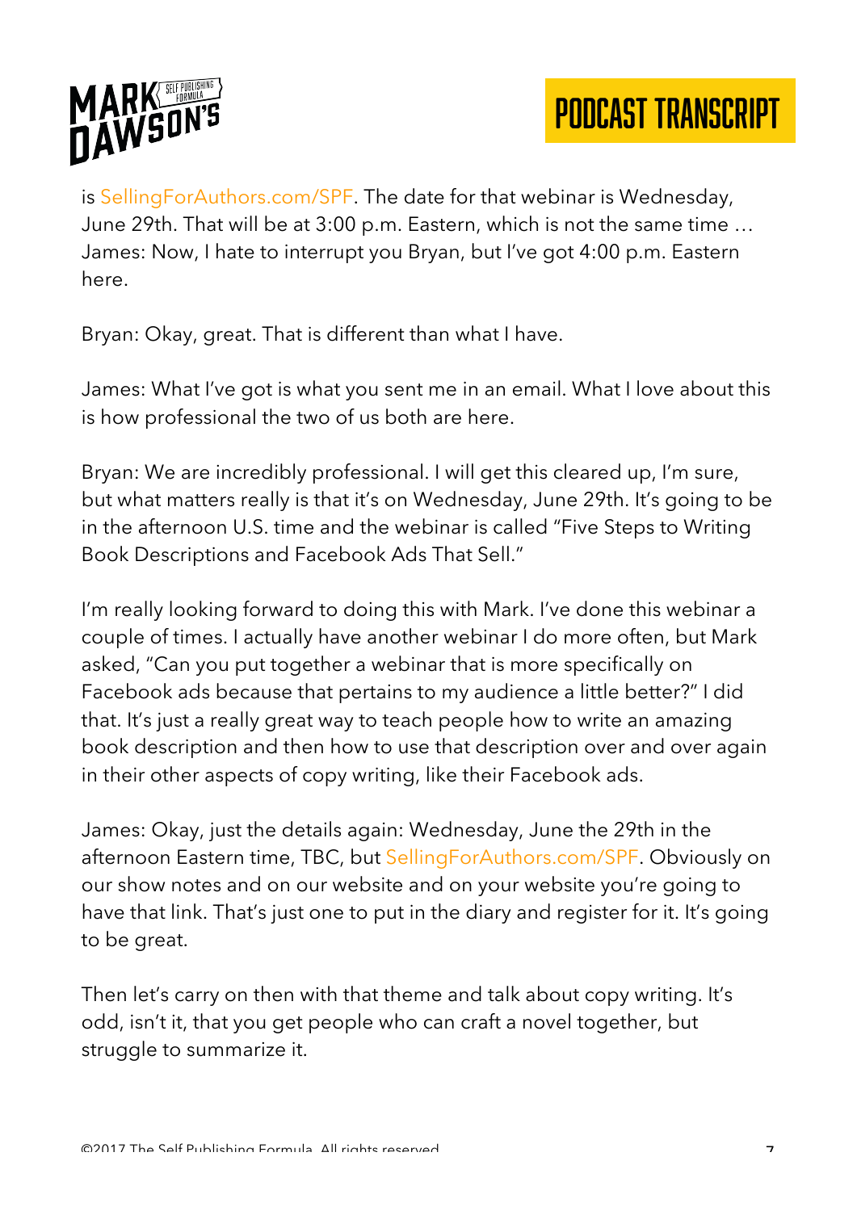is SellingForAuthors.com/SPF. The date for that webinar is Wednesday, June 29th. That will be at 3:00 p.m. Eastern, which is not the same time …
James: Now, I hate to interrupt you Bryan, but I've got 4:00 p.m. Eastern here.

Bryan: Okay, great. That is different than what I have.

James: What I've got is what you sent me in an email. What I love about this is how professional the two of us both are here.

Bryan: We are incredibly professional. I will get this cleared up, I'm sure, but what matters really is that it's on Wednesday, June 29th. It's going to be in the afternoon U.S. time and the webinar is called "Five Steps to Writing Book Descriptions and Facebook Ads That Sell."

I'm really looking forward to doing this with Mark. I've done this webinar a couple of times. I actually have another webinar I do more often, but Mark asked, "Can you put together a webinar that is more specifically on Facebook ads because that pertains to my audience a little better?" I did that. It's just a really great way to teach people how to write an amazing book description and then how to use that description over and over again in their other aspects of copy writing, like their Facebook ads.

James: Okay, just the details again: Wednesday, June the 29th in the afternoon Eastern time, TBC, but SellingForAuthors.com/SPF. Obviously on our show notes and on our website and on your website you're going to have that link. That's just one to put in the diary and register for it. It's going to be great.

Then let's carry on then with that theme and talk about copy writing. It's odd, isn't it, that you get people who can craft a novel together, but struggle to summarize it.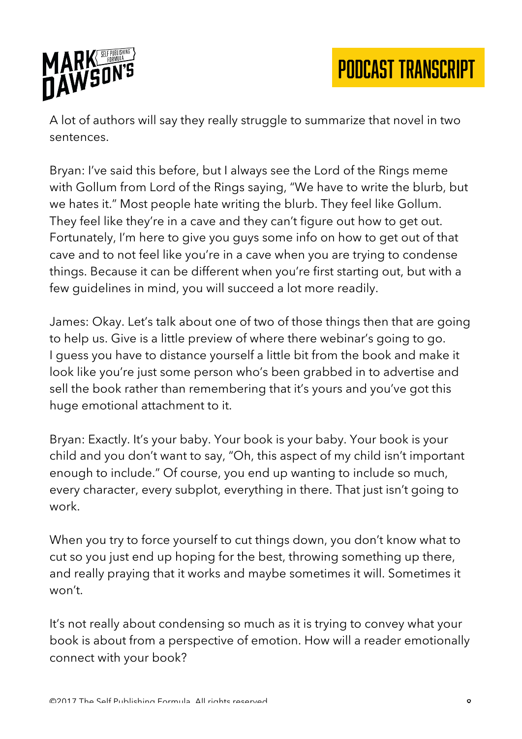A lot of authors will say they really struggle to summarize that novel in two sentences.

Bryan: I've said this before, but I always see the Lord of the Rings meme with Gollum from Lord of the Rings saying, "We have to write the blurb, but we hates it." Most people hate writing the blurb. They feel like Gollum. They feel like they're in a cave and they can't figure out how to get out. Fortunately, I'm here to give you guys some info on how to get out of that cave and to not feel like you're in a cave when you are trying to condense things. Because it can be different when you're first starting out, but with a few guidelines in mind, you will succeed a lot more readily.

James: Okay. Let's talk about one of two of those things then that are going to help us. Give is a little preview of where there webinar's going to go. I guess you have to distance yourself a little bit from the book and make it look like you're just some person who's been grabbed in to advertise and sell the book rather than remembering that it's yours and you've got this huge emotional attachment to it.

Bryan: Exactly. It's your baby. Your book is your baby. Your book is your child and you don't want to say, "Oh, this aspect of my child isn't important enough to include." Of course, you end up wanting to include so much, every character, every subplot, everything in there. That just isn't going to work.

When you try to force yourself to cut things down, you don't know what to cut so you just end up hoping for the best, throwing something up there, and really praying that it works and maybe sometimes it will. Sometimes it won't.

It's not really about condensing so much as it is trying to convey what your book is about from a perspective of emotion. How will a reader emotionally connect with your book?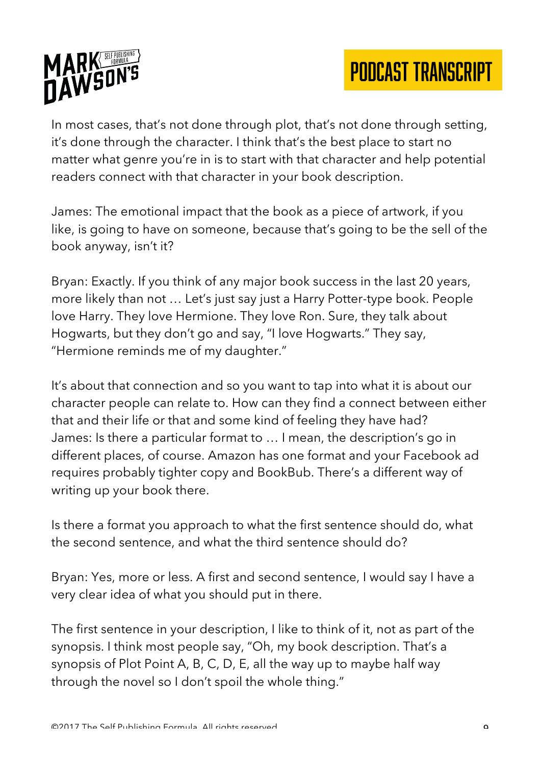In most cases, that's not done through plot, that's not done through setting, it's done through the character. I think that's the best place to start no matter what genre you're in is to start with that character and help potential readers connect with that character in your book description.

James: The emotional impact that the book as a piece of artwork, if you like, is going to have on someone, because that's going to be the sell of the book anyway, isn't it?

Bryan: Exactly. If you think of any major book success in the last 20 years, more likely than not … Let's just say just a Harry Potter-type book. People love Harry. They love Hermione. They love Ron. Sure, they talk about Hogwarts, but they don't go and say, "I love Hogwarts." They say, "Hermione reminds me of my daughter."

It's about that connection and so you want to tap into what it is about our character people can relate to. How can they find a connect between either that and their life or that and some kind of feeling they have had?
James: Is there a particular format to … I mean, the description's go in different places, of course. Amazon has one format and your Facebook ad requires probably tighter copy and BookBub. There's a different way of writing up your book there.

Is there a format you approach to what the first sentence should do, what the second sentence, and what the third sentence should do?

Bryan: Yes, more or less. A first and second sentence, I would say I have a very clear idea of what you should put in there.

The first sentence in your description, I like to think of it, not as part of the synopsis. I think most people say, "Oh, my book description. That's a synopsis of Plot Point A, B, C, D, E, all the way up to maybe half way through the novel so I don't spoil the whole thing."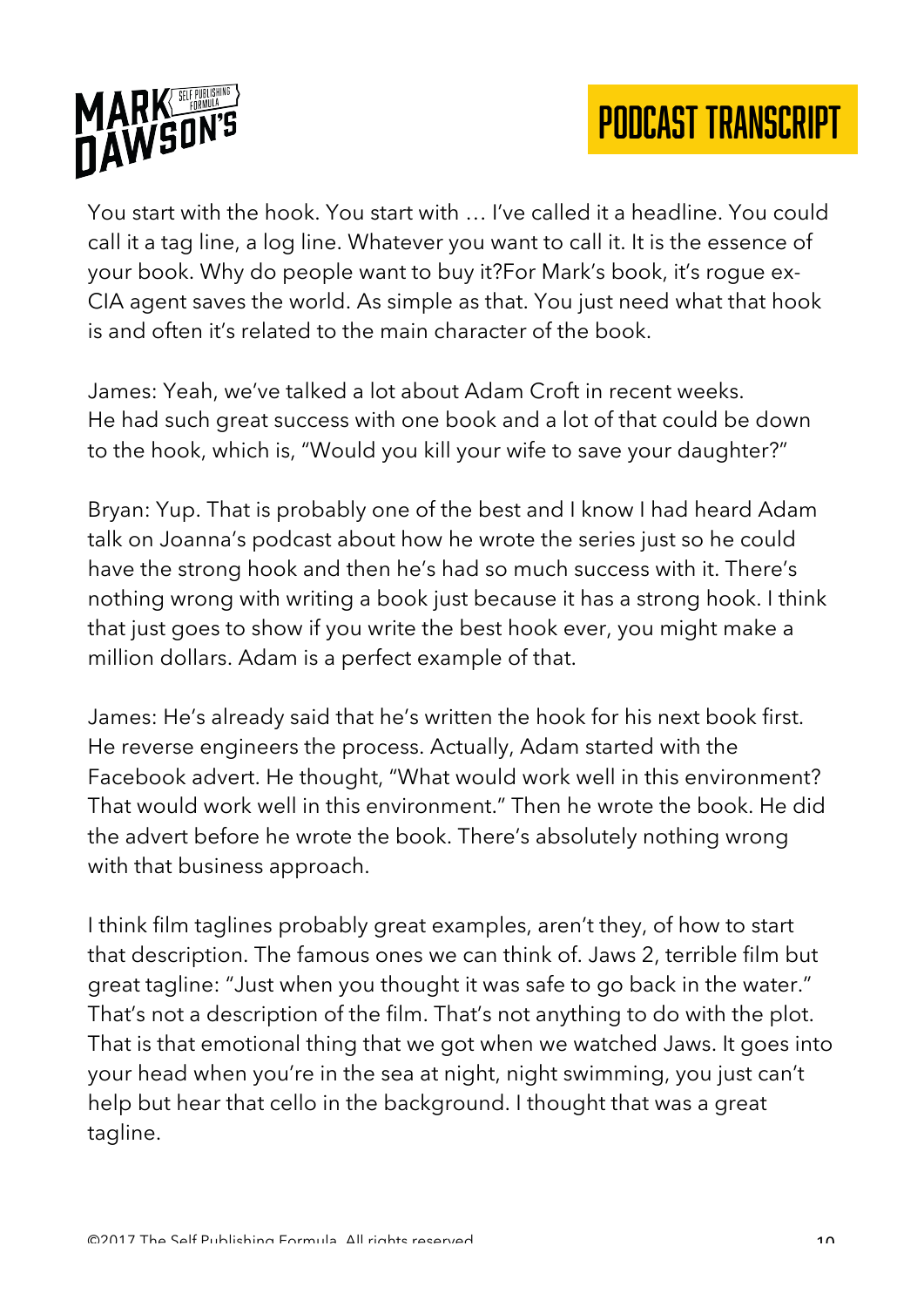You start with the hook. You start with … I've called it a headline. You could call it a tag line, a log line. Whatever you want to call it. It is the essence of your book. Why do people want to buy it?For Mark's book, it's rogue ex-CIA agent saves the world. As simple as that. You just need what that hook is and often it's related to the main character of the book.

James: Yeah, we've talked a lot about Adam Croft in recent weeks. He had such great success with one book and a lot of that could be down to the hook, which is, "Would you kill your wife to save your daughter?"

Bryan: Yup. That is probably one of the best and I know I had heard Adam talk on Joanna's podcast about how he wrote the series just so he could have the strong hook and then he's had so much success with it. There's nothing wrong with writing a book just because it has a strong hook. I think that just goes to show if you write the best hook ever, you might make a million dollars. Adam is a perfect example of that.

James: He's already said that he's written the hook for his next book first. He reverse engineers the process. Actually, Adam started with the Facebook advert. He thought, "What would work well in this environment? That would work well in this environment." Then he wrote the book. He did the advert before he wrote the book. There's absolutely nothing wrong with that business approach.

I think film taglines probably great examples, aren't they, of how to start that description. The famous ones we can think of. Jaws 2, terrible film but great tagline: "Just when you thought it was safe to go back in the water." That's not a description of the film. That's not anything to do with the plot. That is that emotional thing that we got when we watched Jaws. It goes into your head when you're in the sea at night, night swimming, you just can't help but hear that cello in the background. I thought that was a great tagline.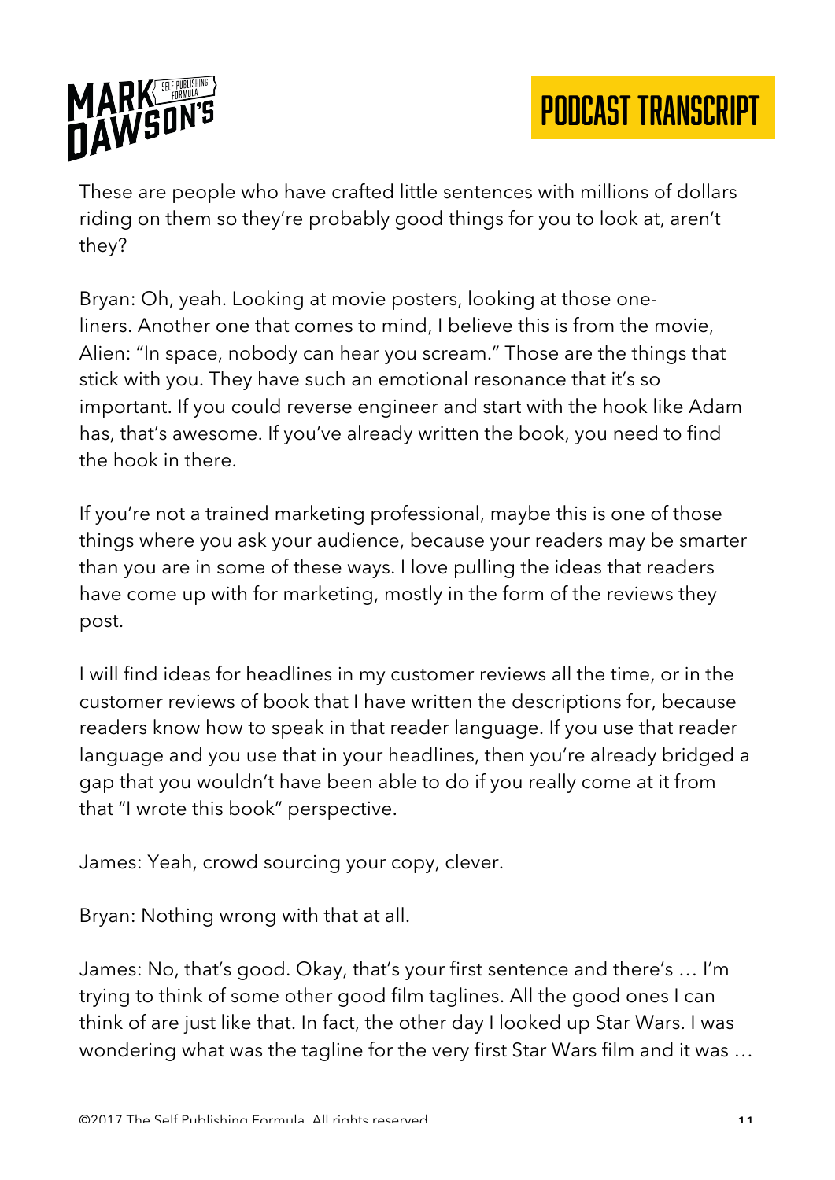These are people who have crafted little sentences with millions of dollars riding on them so they're probably good things for you to look at, aren't they?

Bryan: Oh, yeah. Looking at movie posters, looking at those one-liners. Another one that comes to mind, I believe this is from the movie, Alien: "In space, nobody can hear you scream." Those are the things that stick with you. They have such an emotional resonance that it's so important. If you could reverse engineer and start with the hook like Adam has, that's awesome. If you've already written the book, you need to find the hook in there.

If you're not a trained marketing professional, maybe this is one of those things where you ask your audience, because your readers may be smarter than you are in some of these ways. I love pulling the ideas that readers have come up with for marketing, mostly in the form of the reviews they post.

I will find ideas for headlines in my customer reviews all the time, or in the customer reviews of book that I have written the descriptions for, because readers know how to speak in that reader language. If you use that reader language and you use that in your headlines, then you're already bridged a gap that you wouldn't have been able to do if you really come at it from that "I wrote this book" perspective.

James: Yeah, crowd sourcing your copy, clever.

Bryan: Nothing wrong with that at all.

James: No, that's good. Okay, that's your first sentence and there's … I'm trying to think of some other good film taglines. All the good ones I can think of are just like that. In fact, the other day I looked up Star Wars. I was wondering what was the tagline for the very first Star Wars film and it was …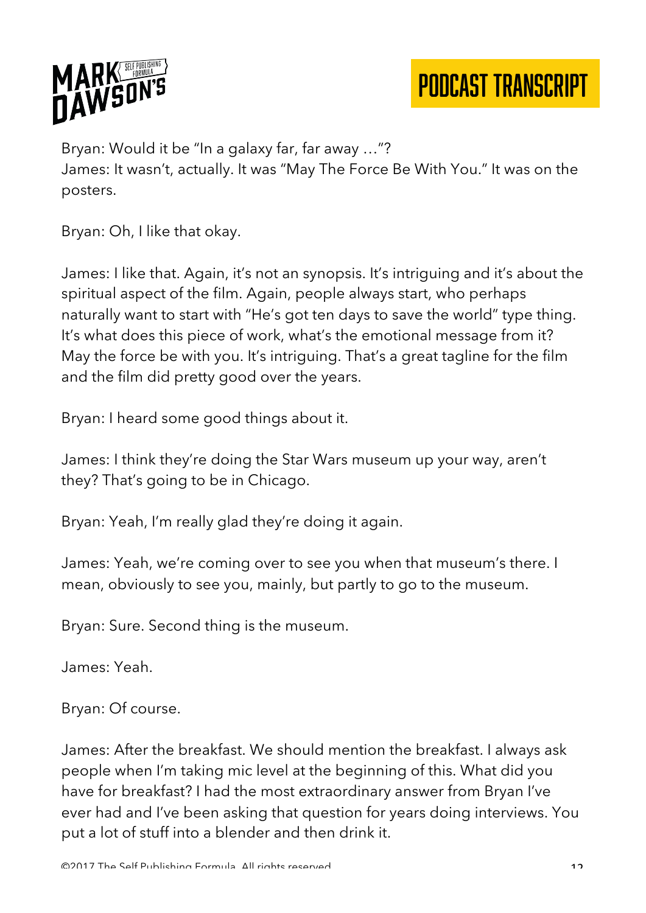Bryan: Would it be "In a galaxy far, far away …"?
James: It wasn't, actually. It was "May The Force Be With You." It was on the posters.

Bryan: Oh, I like that okay.

James: I like that. Again, it's not an synopsis. It's intriguing and it's about the spiritual aspect of the film. Again, people always start, who perhaps naturally want to start with "He's got ten days to save the world" type thing. It's what does this piece of work, what's the emotional message from it? May the force be with you. It's intriguing. That's a great tagline for the film and the film did pretty good over the years.

Bryan: I heard some good things about it.

James: I think they're doing the Star Wars museum up your way, aren't they? That's going to be in Chicago.

Bryan: Yeah, I'm really glad they're doing it again.

James: Yeah, we're coming over to see you when that museum's there. I mean, obviously to see you, mainly, but partly to go to the museum.

Bryan: Sure. Second thing is the museum.

James: Yeah.

Bryan: Of course.

James: After the breakfast. We should mention the breakfast. I always ask people when I'm taking mic level at the beginning of this. What did you have for breakfast? I had the most extraordinary answer from Bryan I've ever had and I've been asking that question for years doing interviews. You put a lot of stuff into a blender and then drink it.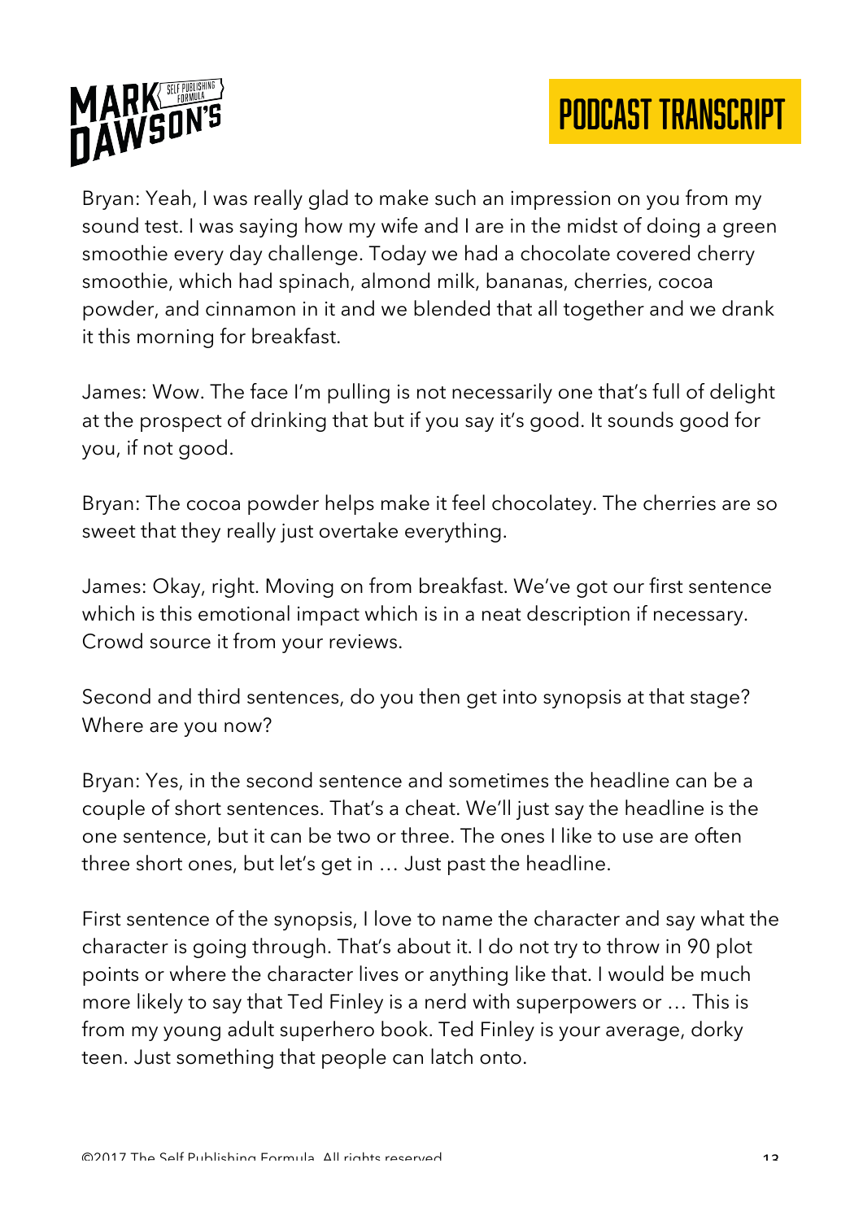Bryan: Yeah, I was really glad to make such an impression on you from my sound test. I was saying how my wife and I are in the midst of doing a green smoothie every day challenge. Today we had a chocolate covered cherry smoothie, which had spinach, almond milk, bananas, cherries, cocoa powder, and cinnamon in it and we blended that all together and we drank it this morning for breakfast.

James: Wow. The face I'm pulling is not necessarily one that's full of delight at the prospect of drinking that but if you say it's good. It sounds good for you, if not good.

Bryan: The cocoa powder helps make it feel chocolatey. The cherries are so sweet that they really just overtake everything.

James: Okay, right. Moving on from breakfast. We've got our first sentence which is this emotional impact which is in a neat description if necessary. Crowd source it from your reviews.

Second and third sentences, do you then get into synopsis at that stage? Where are you now?

Bryan: Yes, in the second sentence and sometimes the headline can be a couple of short sentences. That's a cheat. We'll just say the headline is the one sentence, but it can be two or three. The ones I like to use are often three short ones, but let's get in … Just past the headline.

First sentence of the synopsis, I love to name the character and say what the character is going through. That's about it. I do not try to throw in 90 plot points or where the character lives or anything like that. I would be much more likely to say that Ted Finley is a nerd with superpowers or … This is from my young adult superhero book. Ted Finley is your average, dorky teen. Just something that people can latch onto.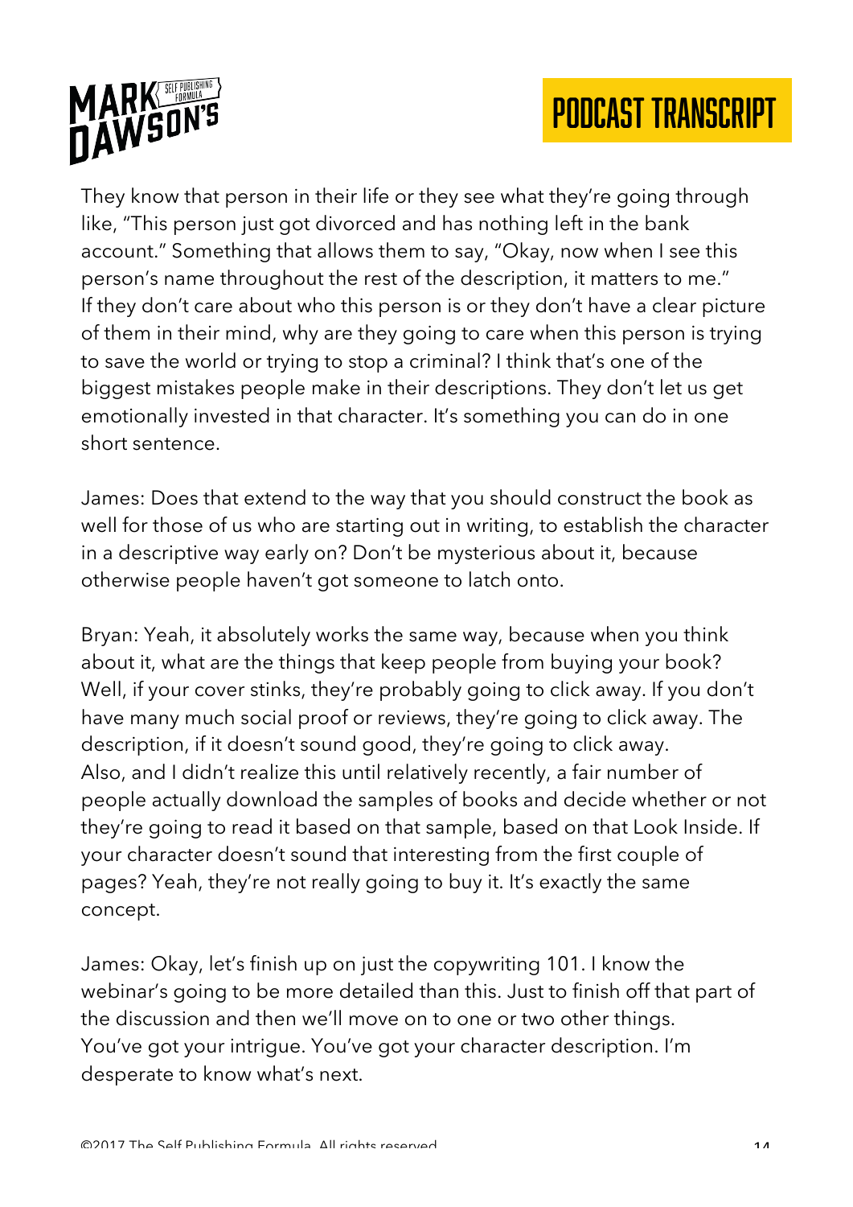They know that person in their life or they see what they're going through like, "This person just got divorced and has nothing left in the bank account." Something that allows them to say, "Okay, now when I see this person's name throughout the rest of the description, it matters to me." If they don't care about who this person is or they don't have a clear picture of them in their mind, why are they going to care when this person is trying to save the world or trying to stop a criminal? I think that's one of the biggest mistakes people make in their descriptions. They don't let us get emotionally invested in that character. It's something you can do in one short sentence.

James: Does that extend to the way that you should construct the book as well for those of us who are starting out in writing, to establish the character in a descriptive way early on? Don't be mysterious about it, because otherwise people haven't got someone to latch onto.

Bryan: Yeah, it absolutely works the same way, because when you think about it, what are the things that keep people from buying your book? Well, if your cover stinks, they're probably going to click away. If you don't have many much social proof or reviews, they're going to click away. The description, if it doesn't sound good, they're going to click away. Also, and I didn't realize this until relatively recently, a fair number of people actually download the samples of books and decide whether or not they're going to read it based on that sample, based on that Look Inside. If your character doesn't sound that interesting from the first couple of pages? Yeah, they're not really going to buy it. It's exactly the same concept.

James: Okay, let's finish up on just the copywriting 101. I know the webinar's going to be more detailed than this. Just to finish off that part of the discussion and then we'll move on to one or two other things. You've got your intrigue. You've got your character description. I'm desperate to know what's next.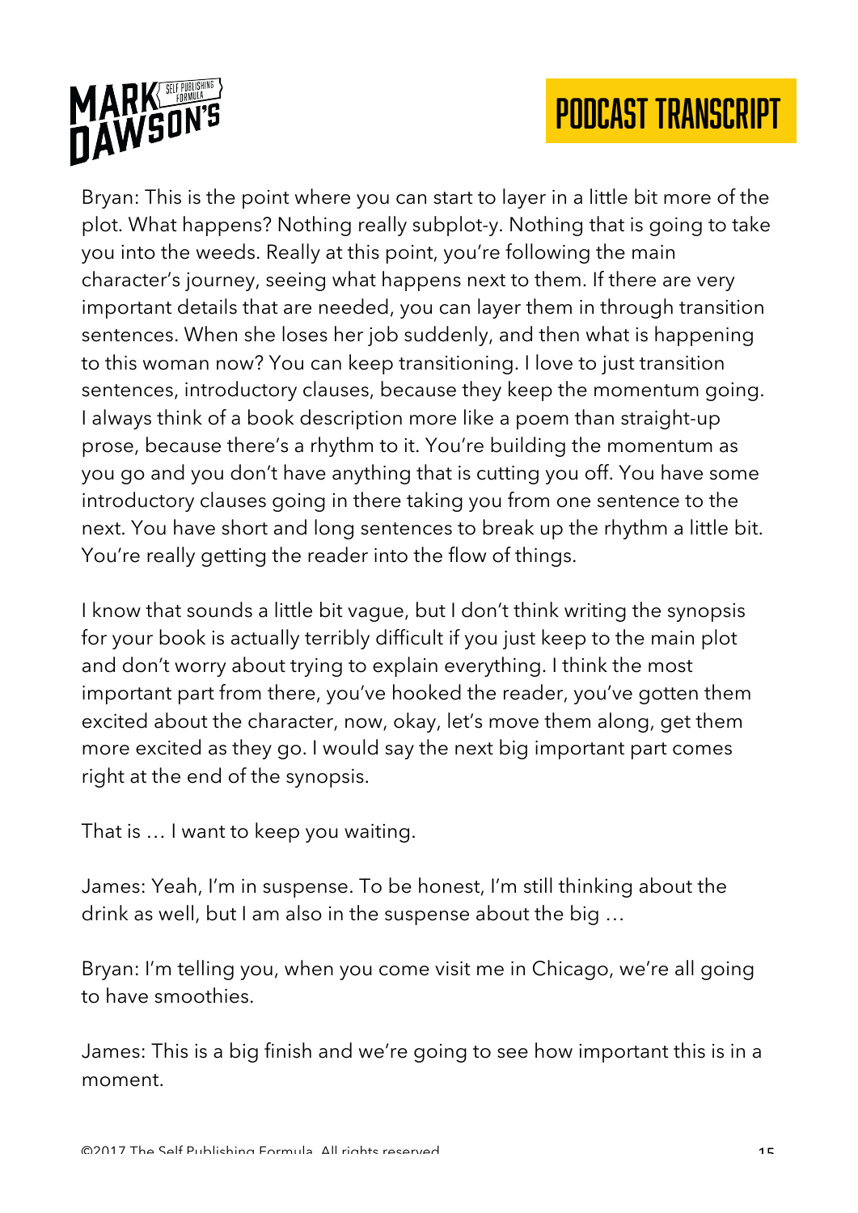Bryan: This is the point where you can start to layer in a little bit more of the plot. What happens? Nothing really subplot-y. Nothing that is going to take you into the weeds. Really at this point, you're following the main character's journey, seeing what happens next to them. If there are very important details that are needed, you can layer them in through transition sentences. When she loses her job suddenly, and then what is happening to this woman now? You can keep transitioning. I love to just transition sentences, introductory clauses, because they keep the momentum going. I always think of a book description more like a poem than straight-up prose, because there's a rhythm to it. You're building the momentum as you go and you don't have anything that is cutting you off. You have some introductory clauses going in there taking you from one sentence to the next. You have short and long sentences to break up the rhythm a little bit. You're really getting the reader into the flow of things.

I know that sounds a little bit vague, but I don't think writing the synopsis for your book is actually terribly difficult if you just keep to the main plot and don't worry about trying to explain everything. I think the most important part from there, you've hooked the reader, you've gotten them excited about the character, now, okay, let's move them along, get them more excited as they go. I would say the next big important part comes right at the end of the synopsis.

That is … I want to keep you waiting.

James: Yeah, I'm in suspense. To be honest, I'm still thinking about the drink as well, but I am also in the suspense about the big …

Bryan: I'm telling you, when you come visit me in Chicago, we're all going to have smoothies.

James: This is a big finish and we're going to see how important this is in a moment.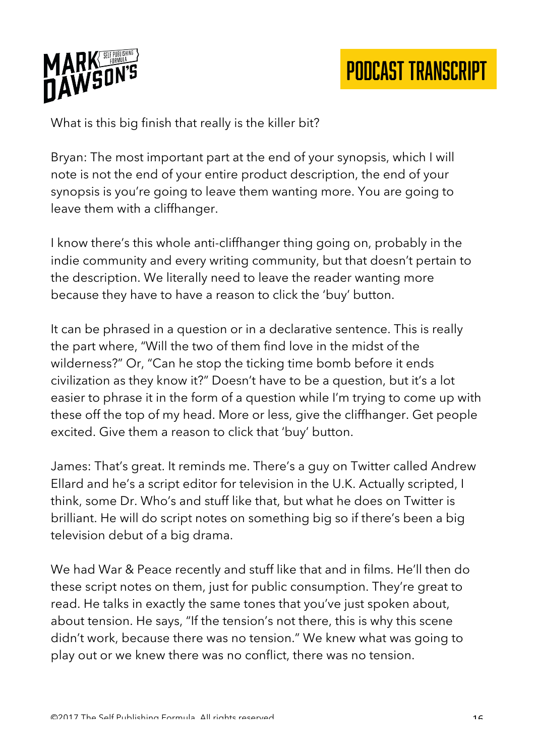What is this big finish that really is the killer bit?

Bryan: The most important part at the end of your synopsis, which I will note is not the end of your entire product description, the end of your synopsis is you're going to leave them wanting more. You are going to leave them with a cliffhanger.

I know there's this whole anti-cliffhanger thing going on, probably in the indie community and every writing community, but that doesn't pertain to the description. We literally need to leave the reader wanting more because they have to have a reason to click the 'buy' button.

It can be phrased in a question or in a declarative sentence. This is really the part where, "Will the two of them find love in the midst of the wilderness?" Or, "Can he stop the ticking time bomb before it ends civilization as they know it?" Doesn't have to be a question, but it's a lot easier to phrase it in the form of a question while I'm trying to come up with these off the top of my head. More or less, give the cliffhanger. Get people excited. Give them a reason to click that 'buy' button.

James: That's great. It reminds me. There's a guy on Twitter called Andrew Ellard and he's a script editor for television in the U.K. Actually scripted, I think, some Dr. Who's and stuff like that, but what he does on Twitter is brilliant. He will do script notes on something big so if there's been a big television debut of a big drama.

We had War & Peace recently and stuff like that and in films. He'll then do these script notes on them, just for public consumption. They're great to read. He talks in exactly the same tones that you've just spoken about, about tension. He says, "If the tension's not there, this is why this scene didn't work, because there was no tension." We knew what was going to play out or we knew there was no conflict, there was no tension.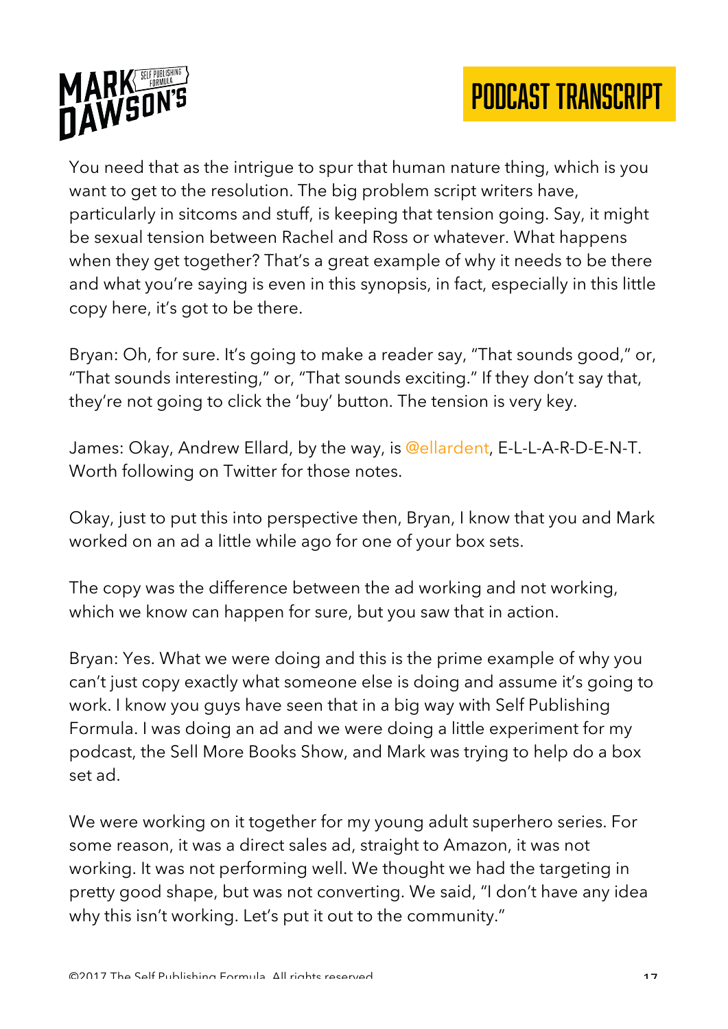You need that as the intrigue to spur that human nature thing, which is you want to get to the resolution. The big problem script writers have, particularly in sitcoms and stuff, is keeping that tension going. Say, it might be sexual tension between Rachel and Ross or whatever. What happens when they get together? That's a great example of why it needs to be there and what you're saying is even in this synopsis, in fact, especially in this little copy here, it's got to be there.

Bryan: Oh, for sure. It's going to make a reader say, "That sounds good," or, "That sounds interesting," or, "That sounds exciting." If they don't say that, they're not going to click the 'buy' button. The tension is very key.

James: Okay, Andrew Ellard, by the way, is @ellardent, E-L-L-A-R-D-E-N-T. Worth following on Twitter for those notes.

Okay, just to put this into perspective then, Bryan, I know that you and Mark worked on an ad a little while ago for one of your box sets.

The copy was the difference between the ad working and not working, which we know can happen for sure, but you saw that in action.

Bryan: Yes. What we were doing and this is the prime example of why you can't just copy exactly what someone else is doing and assume it's going to work. I know you guys have seen that in a big way with Self Publishing Formula. I was doing an ad and we were doing a little experiment for my podcast, the Sell More Books Show, and Mark was trying to help do a box set ad.

We were working on it together for my young adult superhero series. For some reason, it was a direct sales ad, straight to Amazon, it was not working. It was not performing well. We thought we had the targeting in pretty good shape, but was not converting. We said, "I don't have any idea why this isn't working. Let's put it out to the community."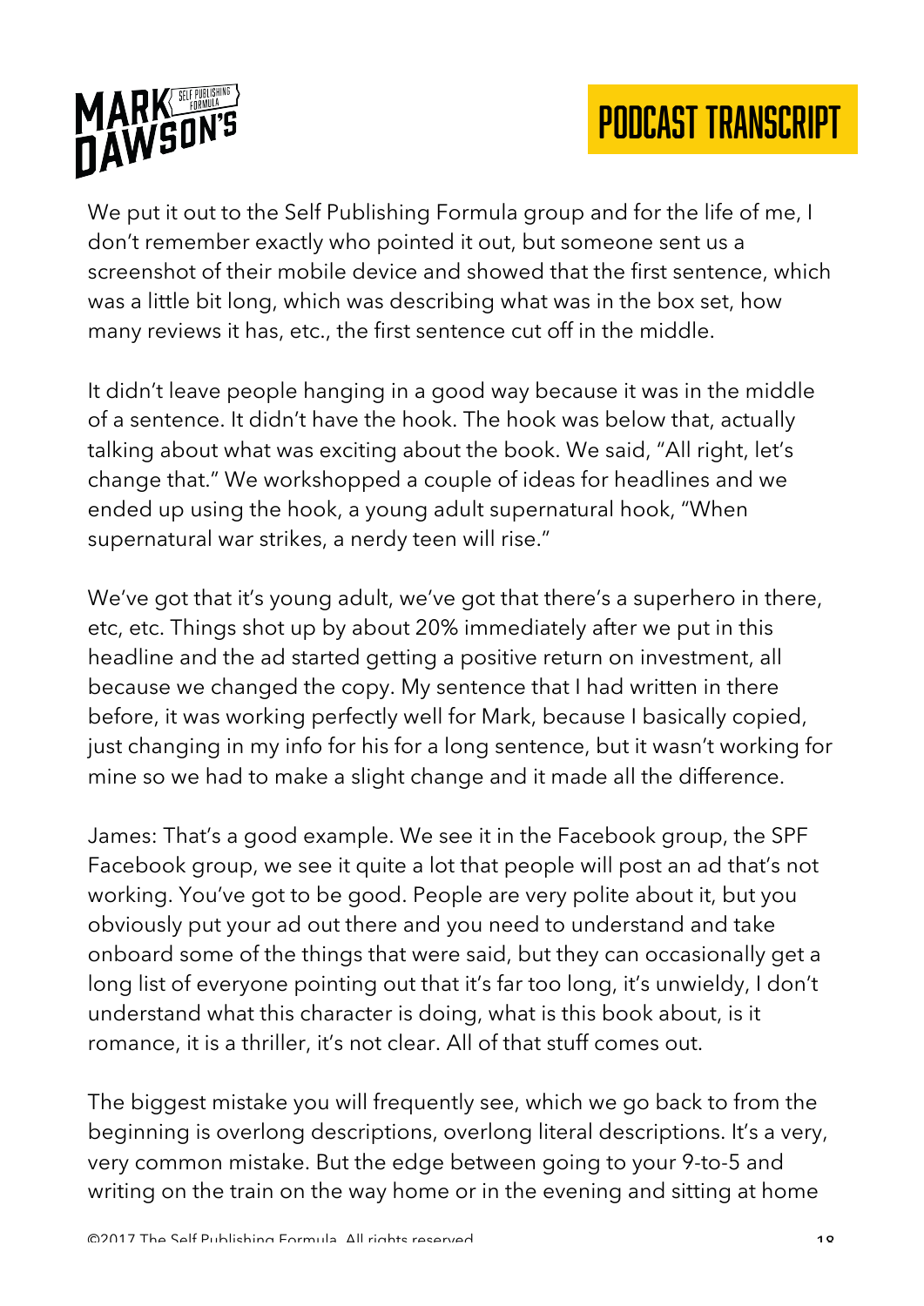We put it out to the Self Publishing Formula group and for the life of me, I don't remember exactly who pointed it out, but someone sent us a screenshot of their mobile device and showed that the first sentence, which was a little bit long, which was describing what was in the box set, how many reviews it has, etc., the first sentence cut off in the middle.

It didn't leave people hanging in a good way because it was in the middle of a sentence. It didn't have the hook. The hook was below that, actually talking about what was exciting about the book. We said, "All right, let's change that." We workshopped a couple of ideas for headlines and we ended up using the hook, a young adult supernatural hook, "When supernatural war strikes, a nerdy teen will rise."

We've got that it's young adult, we've got that there's a superhero in there, etc, etc. Things shot up by about 20% immediately after we put in this headline and the ad started getting a positive return on investment, all because we changed the copy. My sentence that I had written in there before, it was working perfectly well for Mark, because I basically copied, just changing in my info for his for a long sentence, but it wasn't working for mine so we had to make a slight change and it made all the difference.

James: That's a good example. We see it in the Facebook group, the SPF Facebook group, we see it quite a lot that people will post an ad that's not working. You've got to be good. People are very polite about it, but you obviously put your ad out there and you need to understand and take onboard some of the things that were said, but they can occasionally get a long list of everyone pointing out that it's far too long, it's unwieldy, I don't understand what this character is doing, what is this book about, is it romance, it is a thriller, it's not clear. All of that stuff comes out.

The biggest mistake you will frequently see, which we go back to from the beginning is overlong descriptions, overlong literal descriptions. It's a very, very common mistake. But the edge between going to your 9-to-5 and writing on the train on the way home or in the evening and sitting at home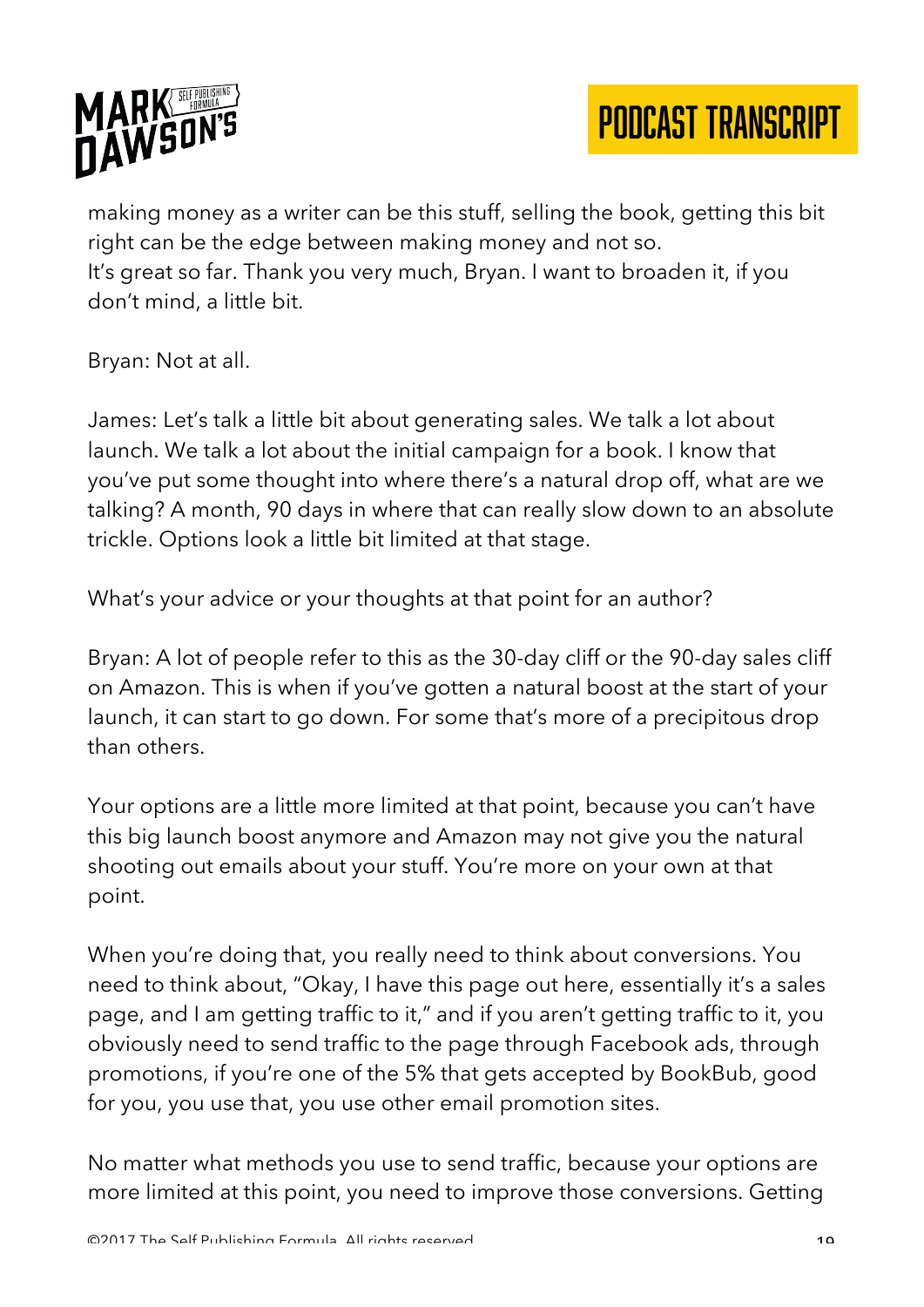making money as a writer can be this stuff, selling the book, getting this bit right can be the edge between making money and not so.
It's great so far. Thank you very much, Bryan. I want to broaden it, if you don't mind, a little bit.

Bryan: Not at all.

James: Let's talk a little bit about generating sales. We talk a lot about launch. We talk a lot about the initial campaign for a book. I know that you've put some thought into where there's a natural drop off, what are we talking? A month, 90 days in where that can really slow down to an absolute trickle. Options look a little bit limited at that stage.

What's your advice or your thoughts at that point for an author?

Bryan: A lot of people refer to this as the 30-day cliff or the 90-day sales cliff on Amazon. This is when if you've gotten a natural boost at the start of your launch, it can start to go down. For some that's more of a precipitous drop than others.

Your options are a little more limited at that point, because you can't have this big launch boost anymore and Amazon may not give you the natural shooting out emails about your stuff. You're more on your own at that point.

When you're doing that, you really need to think about conversions. You need to think about, "Okay, I have this page out here, essentially it's a sales page, and I am getting traffic to it," and if you aren't getting traffic to it, you obviously need to send traffic to the page through Facebook ads, through promotions, if you're one of the 5% that gets accepted by BookBub, good for you, you use that, you use other email promotion sites.

No matter what methods you use to send traffic, because your options are more limited at this point, you need to improve those conversions. Getting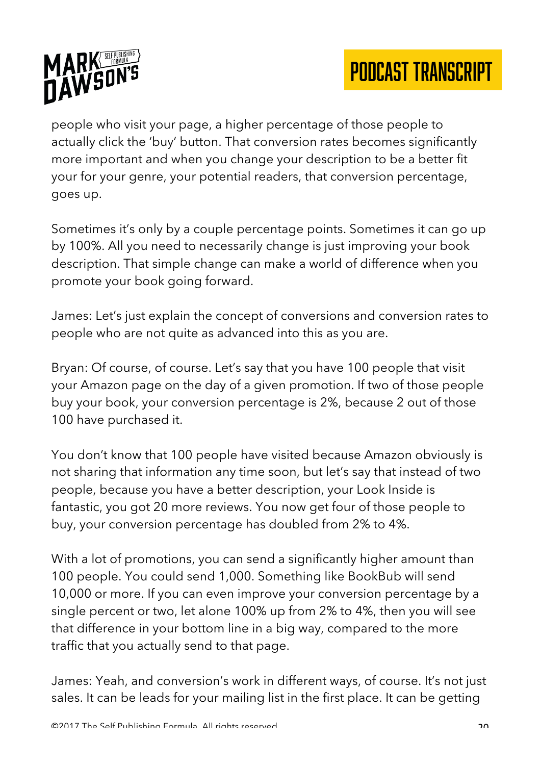people who visit your page, a higher percentage of those people to actually click the 'buy' button. That conversion rates becomes significantly more important and when you change your description to be a better fit your for your genre, your potential readers, that conversion percentage, goes up.

Sometimes it's only by a couple percentage points. Sometimes it can go up by 100%. All you need to necessarily change is just improving your book description. That simple change can make a world of difference when you promote your book going forward.

James: Let's just explain the concept of conversions and conversion rates to people who are not quite as advanced into this as you are.

Bryan: Of course, of course. Let's say that you have 100 people that visit your Amazon page on the day of a given promotion. If two of those people buy your book, your conversion percentage is 2%, because 2 out of those 100 have purchased it.

You don't know that 100 people have visited because Amazon obviously is not sharing that information any time soon, but let's say that instead of two people, because you have a better description, your Look Inside is fantastic, you got 20 more reviews. You now get four of those people to buy, your conversion percentage has doubled from 2% to 4%.

With a lot of promotions, you can send a significantly higher amount than 100 people. You could send 1,000. Something like BookBub will send 10,000 or more. If you can even improve your conversion percentage by a single percent or two, let alone 100% up from 2% to 4%, then you will see that difference in your bottom line in a big way, compared to the more traffic that you actually send to that page.

James: Yeah, and conversion's work in different ways, of course. It's not just sales. It can be leads for your mailing list in the first place. It can be getting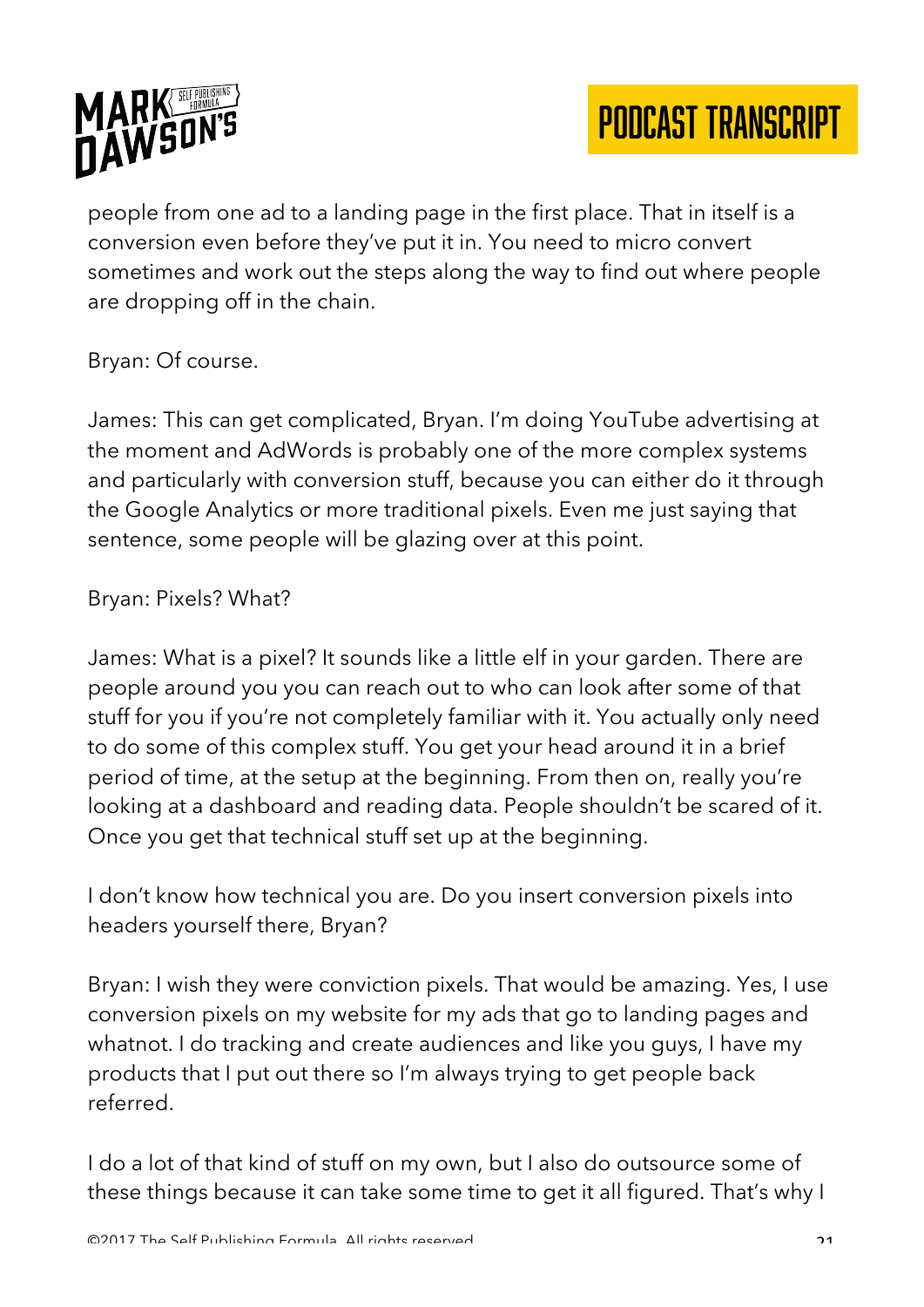people from one ad to a landing page in the first place. That in itself is a conversion even before they've put it in. You need to micro convert sometimes and work out the steps along the way to find out where people are dropping off in the chain.

Bryan: Of course.

James: This can get complicated, Bryan. I'm doing YouTube advertising at the moment and AdWords is probably one of the more complex systems and particularly with conversion stuff, because you can either do it through the Google Analytics or more traditional pixels. Even me just saying that sentence, some people will be glazing over at this point.

Bryan: Pixels? What?

James: What is a pixel? It sounds like a little elf in your garden. There are people around you you can reach out to who can look after some of that stuff for you if you're not completely familiar with it. You actually only need to do some of this complex stuff. You get your head around it in a brief period of time, at the setup at the beginning. From then on, really you're looking at a dashboard and reading data. People shouldn't be scared of it. Once you get that technical stuff set up at the beginning.

I don't know how technical you are. Do you insert conversion pixels into headers yourself there, Bryan?

Bryan: I wish they were conviction pixels. That would be amazing. Yes, I use conversion pixels on my website for my ads that go to landing pages and whatnot. I do tracking and create audiences and like you guys, I have my products that I put out there so I'm always trying to get people back referred.

I do a lot of that kind of stuff on my own, but I also do outsource some of these things because it can take some time to get it all figured. That's why I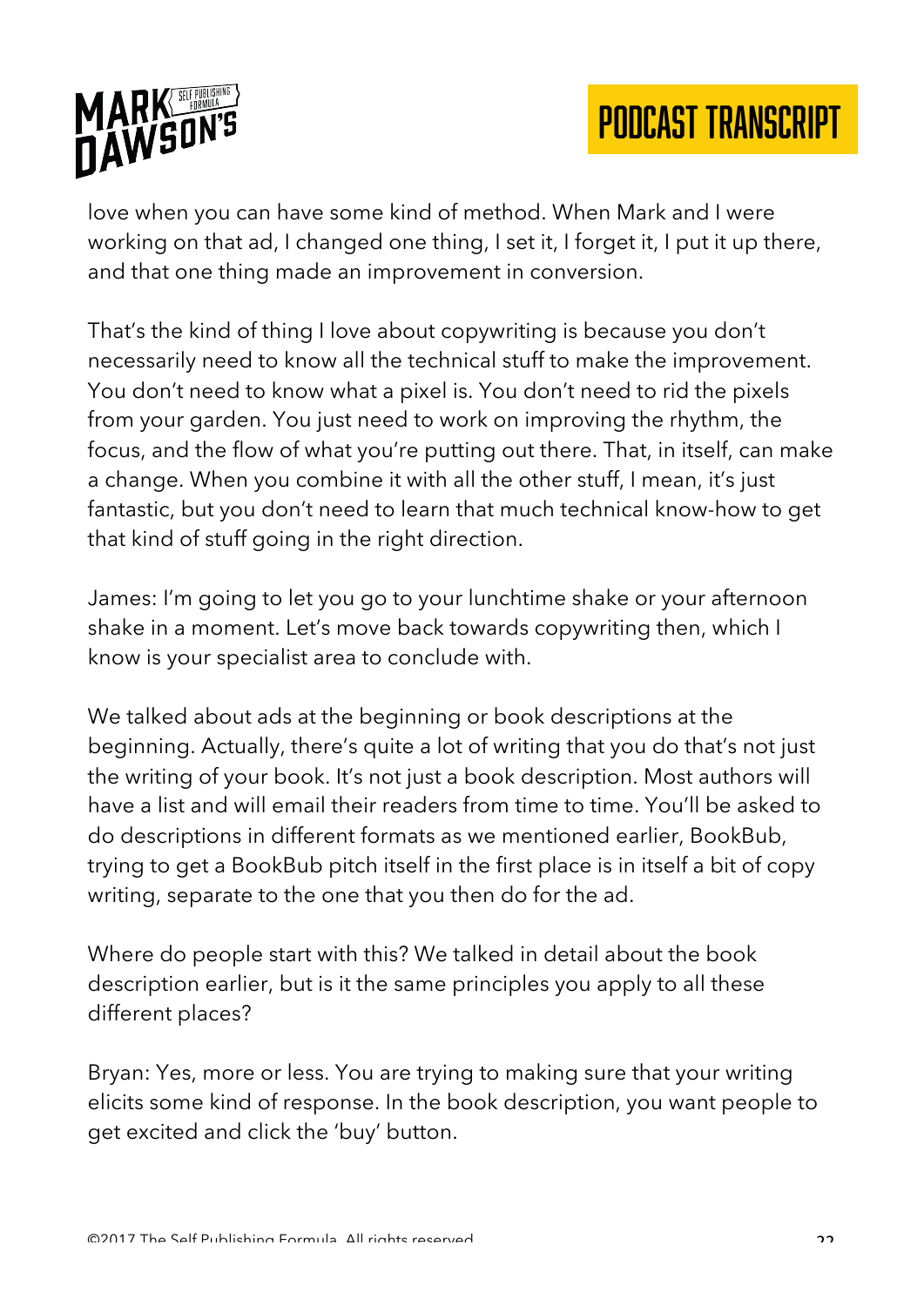love when you can have some kind of method. When Mark and I were working on that ad, I changed one thing, I set it, I forget it, I put it up there, and that one thing made an improvement in conversion.

That's the kind of thing I love about copywriting is because you don't necessarily need to know all the technical stuff to make the improvement. You don't need to know what a pixel is. You don't need to rid the pixels from your garden. You just need to work on improving the rhythm, the focus, and the flow of what you're putting out there. That, in itself, can make a change. When you combine it with all the other stuff, I mean, it's just fantastic, but you don't need to learn that much technical know-how to get that kind of stuff going in the right direction.

James: I'm going to let you go to your lunchtime shake or your afternoon shake in a moment. Let's move back towards copywriting then, which I know is your specialist area to conclude with.

We talked about ads at the beginning or book descriptions at the beginning. Actually, there's quite a lot of writing that you do that's not just the writing of your book. It's not just a book description. Most authors will have a list and will email their readers from time to time. You'll be asked to do descriptions in different formats as we mentioned earlier, BookBub, trying to get a BookBub pitch itself in the first place is in itself a bit of copy writing, separate to the one that you then do for the ad.

Where do people start with this? We talked in detail about the book description earlier, but is it the same principles you apply to all these different places?

Bryan: Yes, more or less. You are trying to making sure that your writing elicits some kind of response. In the book description, you want people to get excited and click the 'buy' button.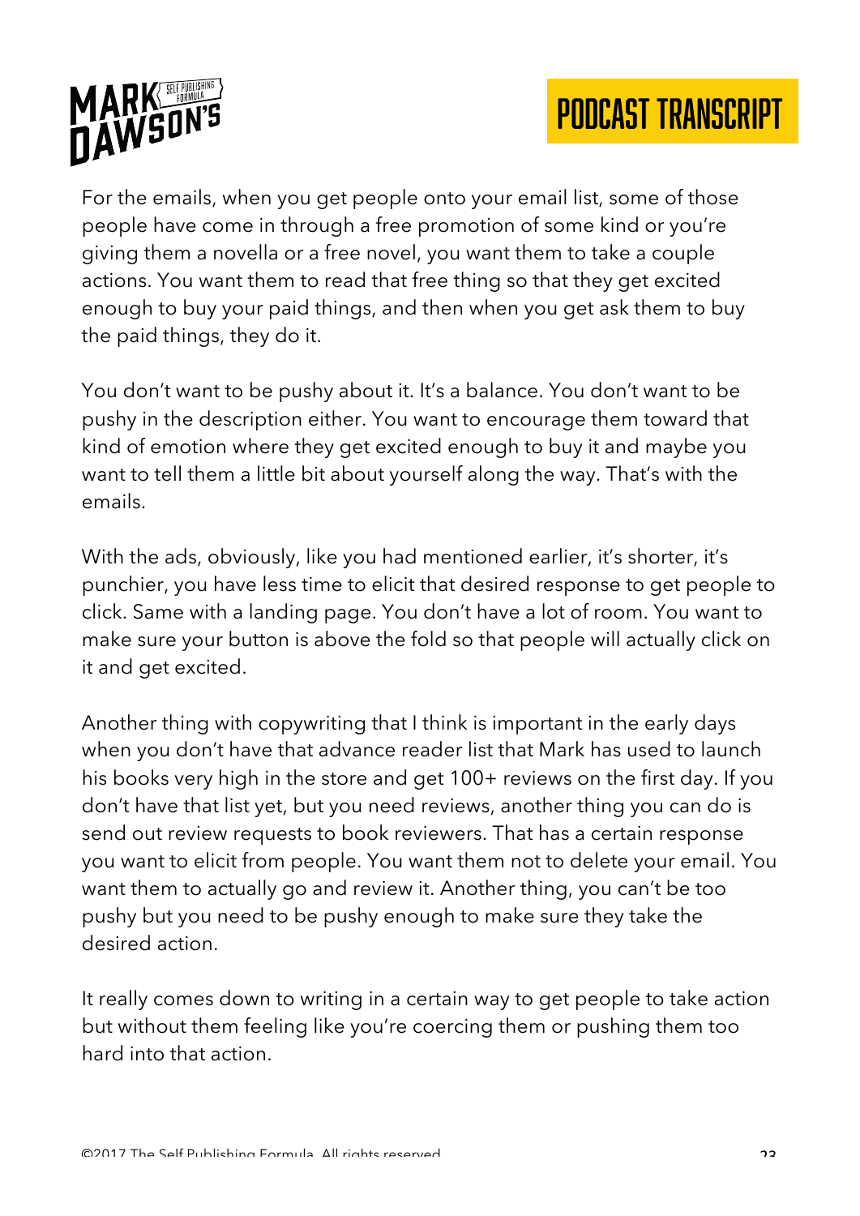For the emails, when you get people onto your email list, some of those people have come in through a free promotion of some kind or you're giving them a novella or a free novel, you want them to take a couple actions. You want them to read that free thing so that they get excited enough to buy your paid things, and then when you get ask them to buy the paid things, they do it.

You don't want to be pushy about it. It's a balance. You don't want to be pushy in the description either. You want to encourage them toward that kind of emotion where they get excited enough to buy it and maybe you want to tell them a little bit about yourself along the way. That's with the emails.

With the ads, obviously, like you had mentioned earlier, it's shorter, it's punchier, you have less time to elicit that desired response to get people to click. Same with a landing page. You don't have a lot of room. You want to make sure your button is above the fold so that people will actually click on it and get excited.

Another thing with copywriting that I think is important in the early days when you don't have that advance reader list that Mark has used to launch his books very high in the store and get 100+ reviews on the first day. If you don't have that list yet, but you need reviews, another thing you can do is send out review requests to book reviewers. That has a certain response you want to elicit from people. You want them not to delete your email. You want them to actually go and review it. Another thing, you can't be too pushy but you need to be pushy enough to make sure they take the desired action.

It really comes down to writing in a certain way to get people to take action but without them feeling like you're coercing them or pushing them too hard into that action.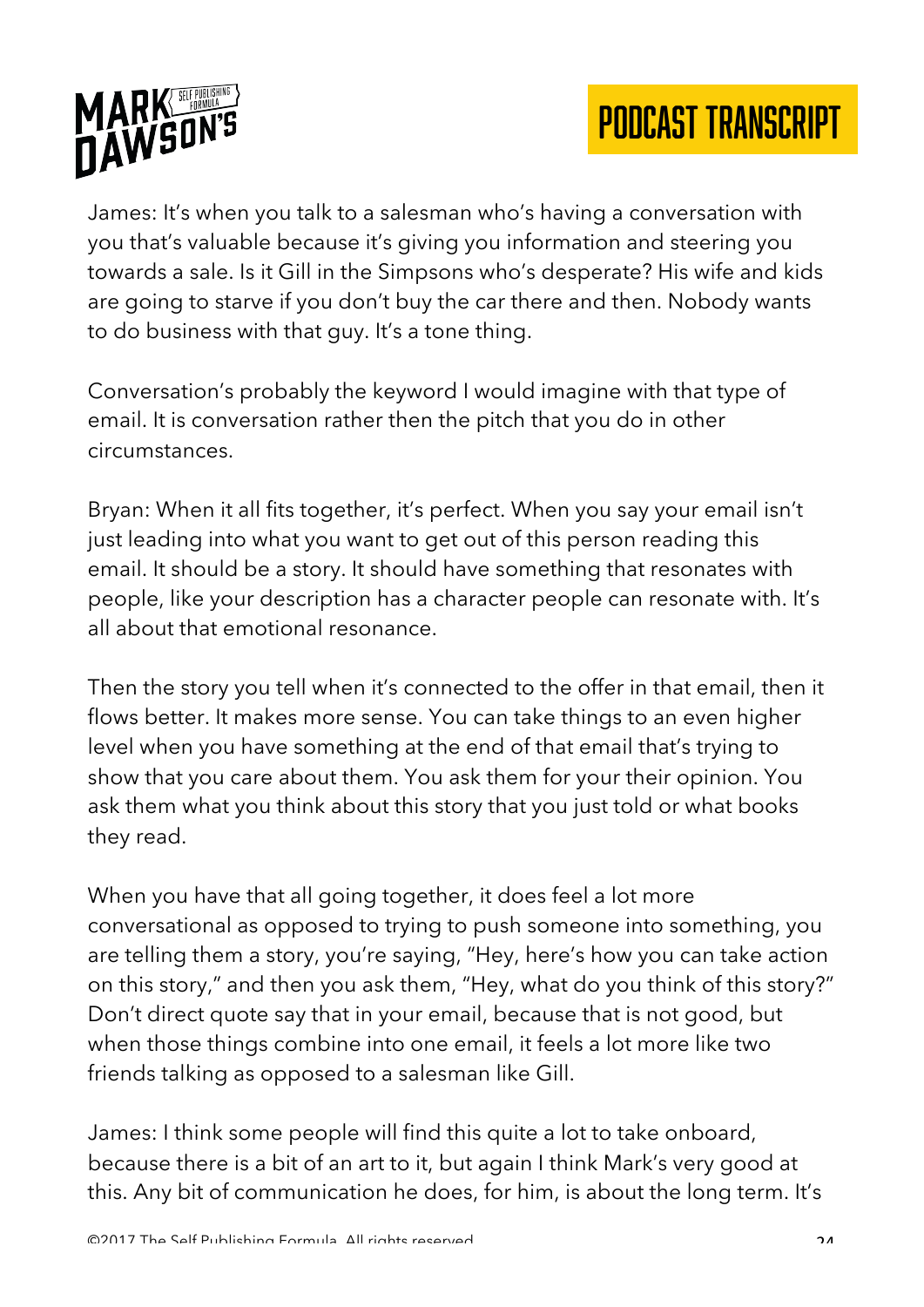James: It's when you talk to a salesman who's having a conversation with you that's valuable because it's giving you information and steering you towards a sale. Is it Gill in the Simpsons who's desperate? His wife and kids are going to starve if you don't buy the car there and then. Nobody wants to do business with that guy. It's a tone thing.

Conversation's probably the keyword I would imagine with that type of email. It is conversation rather then the pitch that you do in other circumstances.

Bryan: When it all fits together, it's perfect. When you say your email isn't just leading into what you want to get out of this person reading this email. It should be a story. It should have something that resonates with people, like your description has a character people can resonate with. It's all about that emotional resonance.

Then the story you tell when it's connected to the offer in that email, then it flows better. It makes more sense. You can take things to an even higher level when you have something at the end of that email that's trying to show that you care about them. You ask them for your their opinion. You ask them what you think about this story that you just told or what books they read.

When you have that all going together, it does feel a lot more conversational as opposed to trying to push someone into something, you are telling them a story, you're saying, "Hey, here's how you can take action on this story," and then you ask them, "Hey, what do you think of this story?" Don't direct quote say that in your email, because that is not good, but when those things combine into one email, it feels a lot more like two friends talking as opposed to a salesman like Gill.

James: I think some people will find this quite a lot to take onboard, because there is a bit of an art to it, but again I think Mark's very good at this. Any bit of communication he does, for him, is about the long term. It's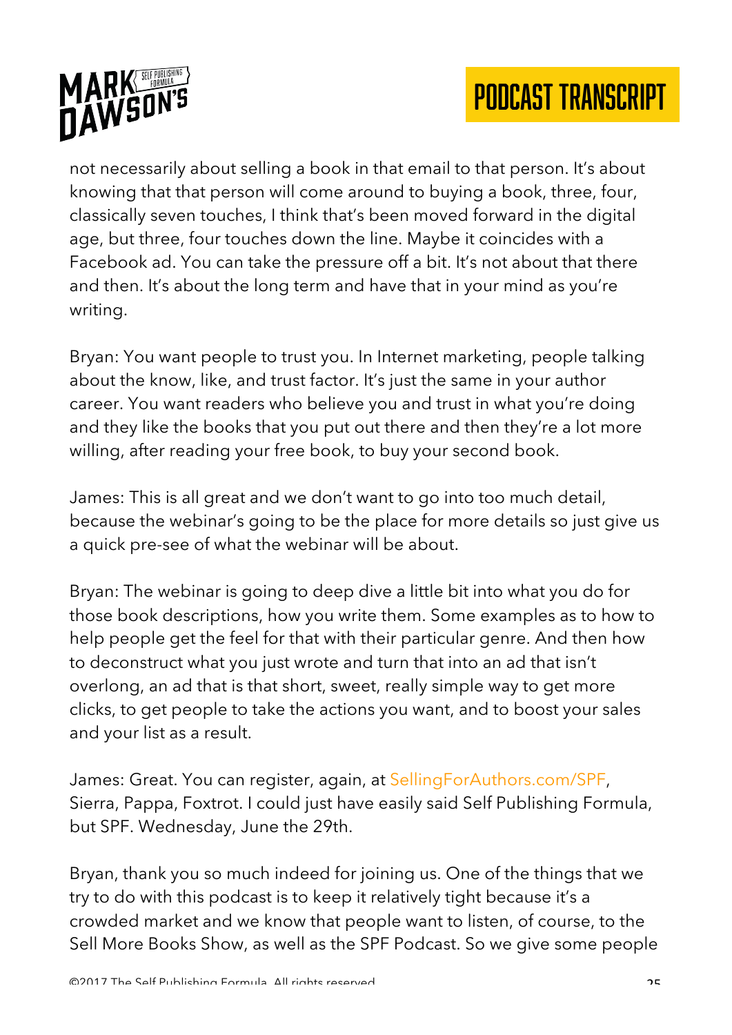not necessarily about selling a book in that email to that person. It's about knowing that that person will come around to buying a book, three, four, classically seven touches, I think that's been moved forward in the digital age, but three, four touches down the line. Maybe it coincides with a Facebook ad. You can take the pressure off a bit. It's not about that there and then. It's about the long term and have that in your mind as you're writing.

Bryan: You want people to trust you. In Internet marketing, people talking about the know, like, and trust factor. It's just the same in your author career. You want readers who believe you and trust in what you're doing and they like the books that you put out there and then they're a lot more willing, after reading your free book, to buy your second book.

James: This is all great and we don't want to go into too much detail, because the webinar's going to be the place for more details so just give us a quick pre-see of what the webinar will be about.

Bryan: The webinar is going to deep dive a little bit into what you do for those book descriptions, how you write them. Some examples as to how to help people get the feel for that with their particular genre. And then how to deconstruct what you just wrote and turn that into an ad that isn't overlong, an ad that is that short, sweet, really simple way to get more clicks, to get people to take the actions you want, and to boost your sales and your list as a result.

James: Great. You can register, again, at SellingForAuthors.com/SPF, Sierra, Pappa, Foxtrot. I could just have easily said Self Publishing Formula, but SPF. Wednesday, June the 29th.

Bryan, thank you so much indeed for joining us. One of the things that we try to do with this podcast is to keep it relatively tight because it's a crowded market and we know that people want to listen, of course, to the Sell More Books Show, as well as the SPF Podcast. So we give some people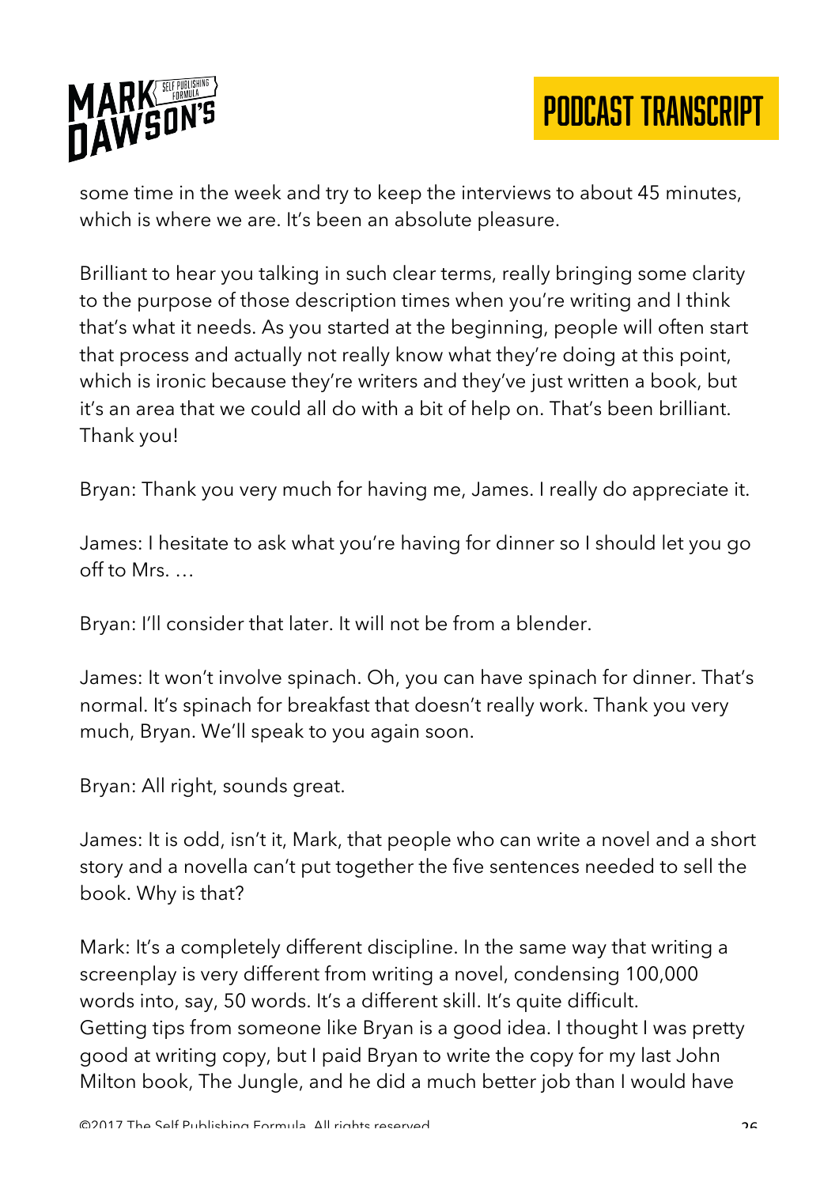some time in the week and try to keep the interviews to about 45 minutes, which is where we are. It's been an absolute pleasure.

Brilliant to hear you talking in such clear terms, really bringing some clarity to the purpose of those description times when you're writing and I think that's what it needs. As you started at the beginning, people will often start that process and actually not really know what they're doing at this point, which is ironic because they're writers and they've just written a book, but it's an area that we could all do with a bit of help on. That's been brilliant. Thank you!

Bryan: Thank you very much for having me, James. I really do appreciate it.

James: I hesitate to ask what you're having for dinner so I should let you go off to Mrs. …

Bryan: I'll consider that later. It will not be from a blender.

James: It won't involve spinach. Oh, you can have spinach for dinner. That's normal. It's spinach for breakfast that doesn't really work. Thank you very much, Bryan. We'll speak to you again soon.

Bryan: All right, sounds great.

James: It is odd, isn't it, Mark, that people who can write a novel and a short story and a novella can't put together the five sentences needed to sell the book. Why is that?

Mark: It's a completely different discipline. In the same way that writing a screenplay is very different from writing a novel, condensing 100,000 words into, say, 50 words. It's a different skill. It's quite difficult. Getting tips from someone like Bryan is a good idea. I thought I was pretty good at writing copy, but I paid Bryan to write the copy for my last John Milton book, The Jungle, and he did a much better job than I would have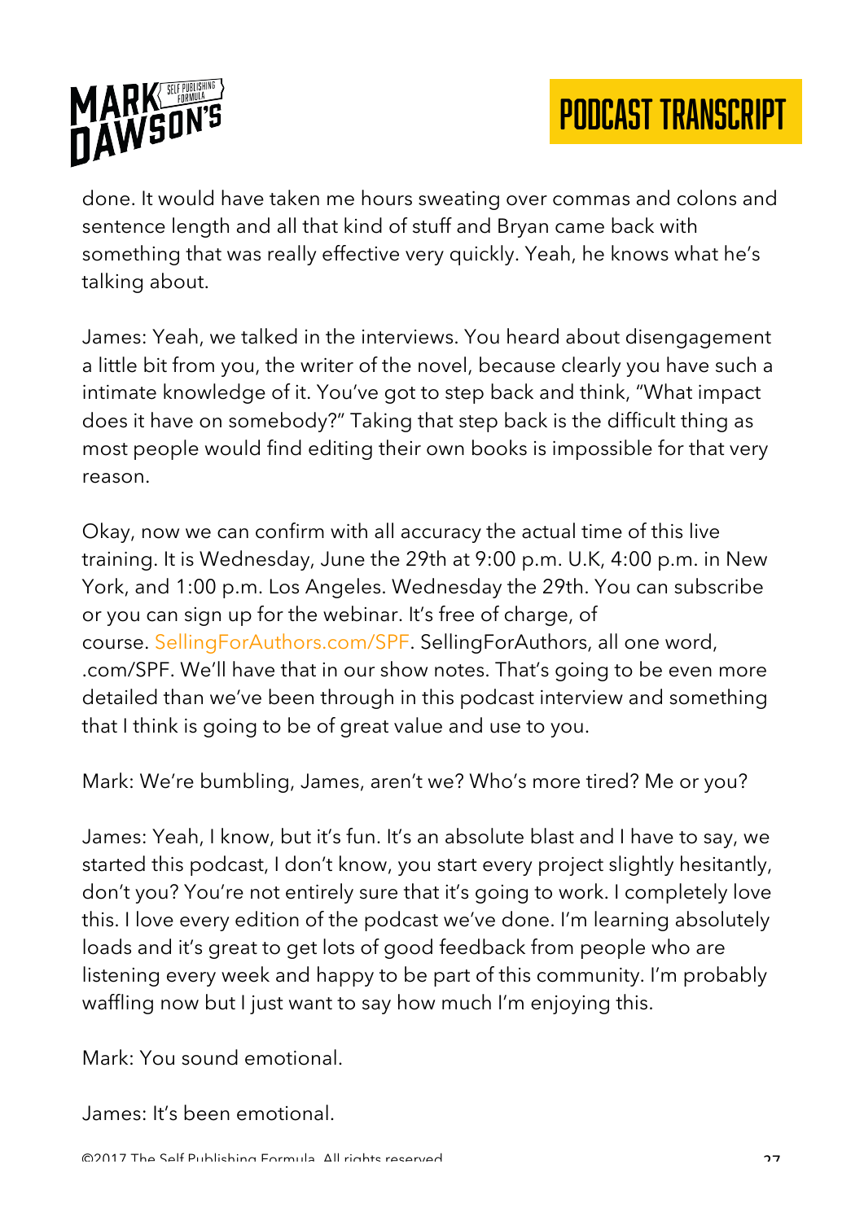done. It would have taken me hours sweating over commas and colons and sentence length and all that kind of stuff and Bryan came back with something that was really effective very quickly. Yeah, he knows what he's talking about.

James: Yeah, we talked in the interviews. You heard about disengagement a little bit from you, the writer of the novel, because clearly you have such a intimate knowledge of it. You've got to step back and think, "What impact does it have on somebody?" Taking that step back is the difficult thing as most people would find editing their own books is impossible for that very reason.

Okay, now we can confirm with all accuracy the actual time of this live training. It is Wednesday, June the 29th at 9:00 p.m. U.K, 4:00 p.m. in New York, and 1:00 p.m. Los Angeles. Wednesday the 29th. You can subscribe or you can sign up for the webinar. It's free of charge, of course. SellingForAuthors.com/SPF. SellingForAuthors, all one word, .com/SPF. We'll have that in our show notes. That's going to be even more detailed than we've been through in this podcast interview and something that I think is going to be of great value and use to you.

Mark: We're bumbling, James, aren't we? Who's more tired? Me or you?

James: Yeah, I know, but it's fun. It's an absolute blast and I have to say, we started this podcast, I don't know, you start every project slightly hesitantly, don't you? You're not entirely sure that it's going to work. I completely love this. I love every edition of the podcast we've done. I'm learning absolutely loads and it's great to get lots of good feedback from people who are listening every week and happy to be part of this community. I'm probably waffling now but I just want to say how much I'm enjoying this.

Mark: You sound emotional.

James: It's been emotional.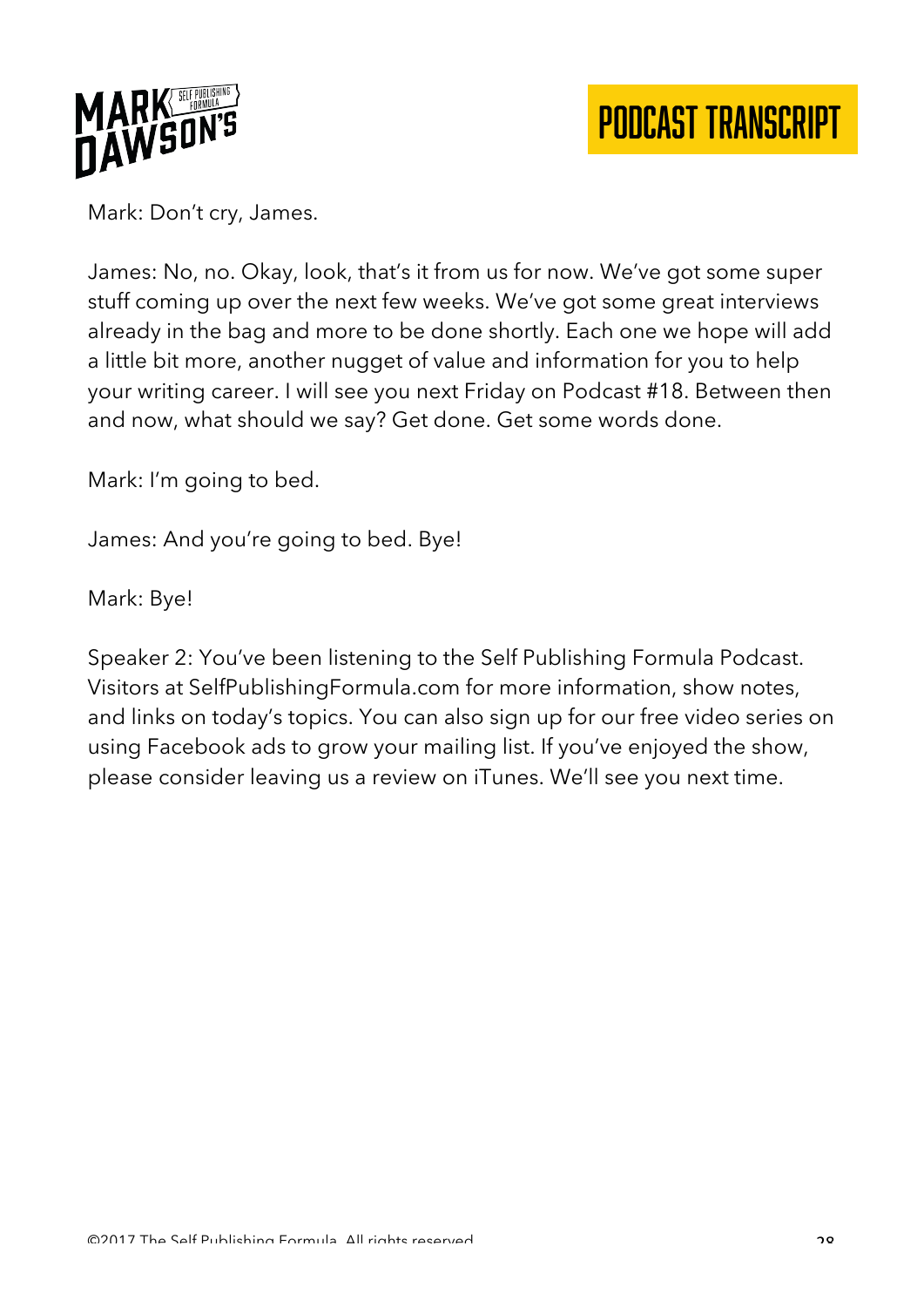Mark: Don't cry, James.

James: No, no. Okay, look, that's it from us for now. We've got some super stuff coming up over the next few weeks. We've got some great interviews already in the bag and more to be done shortly. Each one we hope will add a little bit more, another nugget of value and information for you to help your writing career. I will see you next Friday on Podcast #18. Between then and now, what should we say? Get done. Get some words done.

Mark: I'm going to bed.

James: And you're going to bed. Bye!

Mark: Bye!

Speaker 2: You've been listening to the Self Publishing Formula Podcast. Visitors at SelfPublishingFormula.com for more information, show notes, and links on today's topics. You can also sign up for our free video series on using Facebook ads to grow your mailing list. If you've enjoyed the show, please consider leaving us a review on iTunes. We'll see you next time.